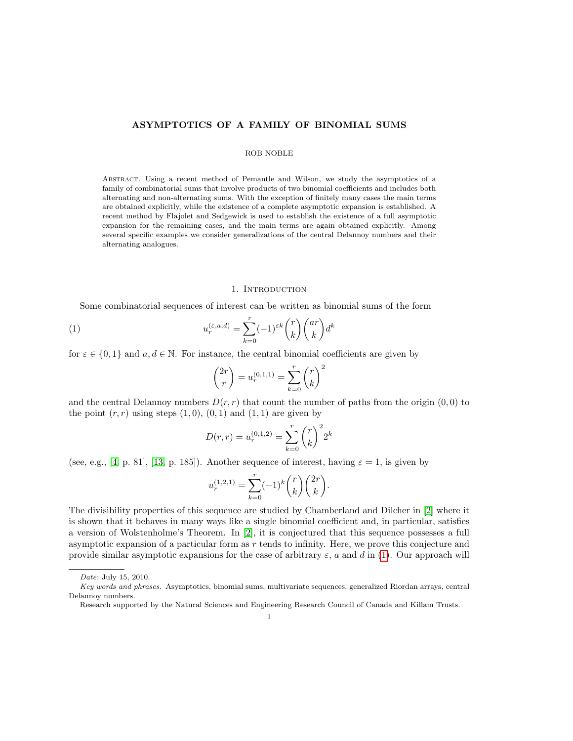# ASYMPTOTICS OF A FAMILY OF BINOMIAL SUMS

ROB NOBLE

Abstract. Using a recent method of Pemantle and Wilson, we study the asymptotics of a family of combinatorial sums that involve products of two binomial coefficients and includes both alternating and non-alternating sums. With the exception of finitely many cases the main terms are obtained explicitly, while the existence of a complete asymptotic expansion is established. A recent method by Flajolet and Sedgewick is used to establish the existence of a full asymptotic expansion for the remaining cases, and the main terms are again obtained explicitly. Among several specific examples we consider generalizations of the central Delannoy numbers and their alternating analogues.

## 1. Introduction

Some combinatorial sequences of interest can be written as binomial sums of the form

$$u_r^{(\varepsilon,a,d)} = \sum_{k=0}^{r} (-1)^{\varepsilon k} \binom{r}{k} \binom{ar}{k} d^k \tag{1}$$

for $\varepsilon \in \{0,1\}$ and $a, d \in \mathbb{N}$. For instance, the central binomial coefficients are given by

$$\binom{2r}{r} = u_r^{(0,1,1)} = \sum_{k=0}^{r} \binom{r}{k}^2$$

and the central Delannoy numbers $D(r,r)$ that count the number of paths from the origin $(0,0)$ to the point $(r,r)$ using steps $(1,0)$, $(0,1)$ and $(1,1)$ are given by

$$D(r,r) = u_r^{(0,1,2)} = \sum_{k=0}^{r} \binom{r}{k}^2 2^k$$

(see, e.g., [4, p. 81], [13, p. 185]). Another sequence of interest, having $\varepsilon = 1$, is given by

$$u_r^{(1,2,1)} = \sum_{k=0}^{r} (-1)^k \binom{r}{k} \binom{2r}{k}.$$

The divisibility properties of this sequence are studied by Chamberland and Dilcher in [2] where it is shown that it behaves in many ways like a single binomial coefficient and, in particular, satisfies a version of Wolstenholme's Theorem. In [2], it is conjectured that this sequence possesses a full asymptotic expansion of a particular form as $r$ tends to infinity. Here, we prove this conjecture and provide similar asymptotic expansions for the case of arbitrary $\varepsilon$, $a$ and $d$ in (1). Our approach will

*Date*: July 15, 2010.

*Key words and phrases.* Asymptotics, binomial sums, multivariate sequences, generalized Riordan arrays, central Delannoy numbers.

Research supported by the Natural Sciences and Engineering Research Council of Canada and Killam Trusts.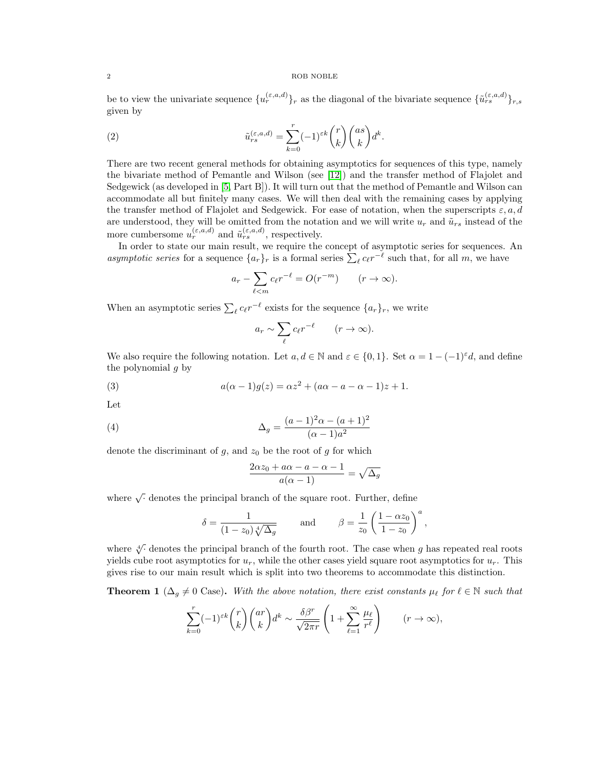be to view the univariate sequence $\{u_r^{(\varepsilon,a,d)}\}_r$ as the diagonal of the bivariate sequence $\{\tilde{u}_{rs}^{(\varepsilon,a,d)}\}_{r,s}$ given by

$$\tilde{u}_{rs}^{(\varepsilon,a,d)} = \sum_{k=0}^{r} (-1)^{\varepsilon k} \binom{r}{k} \binom{as}{k} d^k. \tag{2}$$

There are two recent general methods for obtaining asymptotics for sequences of this type, namely the bivariate method of Pemantle and Wilson (see [12]) and the transfer method of Flajolet and Sedgewick (as developed in [5, Part B]). It will turn out that the method of Pemantle and Wilson can accommodate all but finitely many cases. We will then deal with the remaining cases by applying the transfer method of Flajolet and Sedgewick. For ease of notation, when the superscripts $\varepsilon, a, d$ are understood, they will be omitted from the notation and we will write $u_r$ and $\tilde{u}_{rs}$ instead of the more cumbersome $u_r^{(\varepsilon,a,d)}$ and $\tilde{u}_{rs}^{(\varepsilon,a,d)}$, respectively.

In order to state our main result, we require the concept of asymptotic series for sequences. An *asymptotic series* for a sequence $\{a_r\}_r$ is a formal series $\sum_\ell c_\ell r^{-\ell}$ such that, for all $m$, we have

$$a_r - \sum_{\ell < m} c_\ell r^{-\ell} = O(r^{-m}) \qquad (r \to \infty).$$

When an asymptotic series $\sum_\ell c_\ell r^{-\ell}$ exists for the sequence $\{a_r\}_r$, we write

$$a_r \sim \sum_\ell c_\ell r^{-\ell} \qquad (r \to \infty).$$

We also require the following notation. Let $a, d \in \mathbb{N}$ and $\varepsilon \in \{0, 1\}$. Set $\alpha = 1 - (-1)^\varepsilon d$, and define the polynomial $g$ by

$$a(\alpha - 1) g(z) = \alpha z^2 + (a\alpha - a - \alpha - 1) z + 1. \tag{3}$$

Let

$$\Delta_g = \frac{(a-1)^2 \alpha - (a+1)^2}{(\alpha - 1) a^2} \tag{4}$$

denote the discriminant of $g$, and $z_0$ be the root of $g$ for which

$$\frac{2\alpha z_0 + a\alpha - a - \alpha - 1}{a(\alpha - 1)} = \sqrt{\Delta_g}$$

where $\sqrt{\cdot}$ denotes the principal branch of the square root. Further, define

$$\delta = \frac{1}{(1 - z_0)\sqrt[4]{\Delta_g}} \qquad \text{and} \qquad \beta = \frac{1}{z_0} \left( \frac{1 - \alpha z_0}{1 - z_0} \right)^a,$$

where $\sqrt[4]{\cdot}$ denotes the principal branch of the fourth root. The case when $g$ has repeated real roots yields cube root asymptotics for $u_r$, while the other cases yield square root asymptotics for $u_r$. This gives rise to our main result which is split into two theorems to accommodate this distinction.

**Theorem 1** ($\Delta_g \neq 0$ Case)**.** *With the above notation, there exist constants $\mu_\ell$ for $\ell \in \mathbb{N}$ such that*

$$\sum_{k=0}^{r} (-1)^{\varepsilon k} \binom{r}{k} \binom{ar}{k} d^k \sim \frac{\delta \beta^r}{\sqrt{2\pi r}} \left( 1 + \sum_{\ell=1}^{\infty} \frac{\mu_\ell}{r^\ell} \right) \qquad (r \to \infty),$$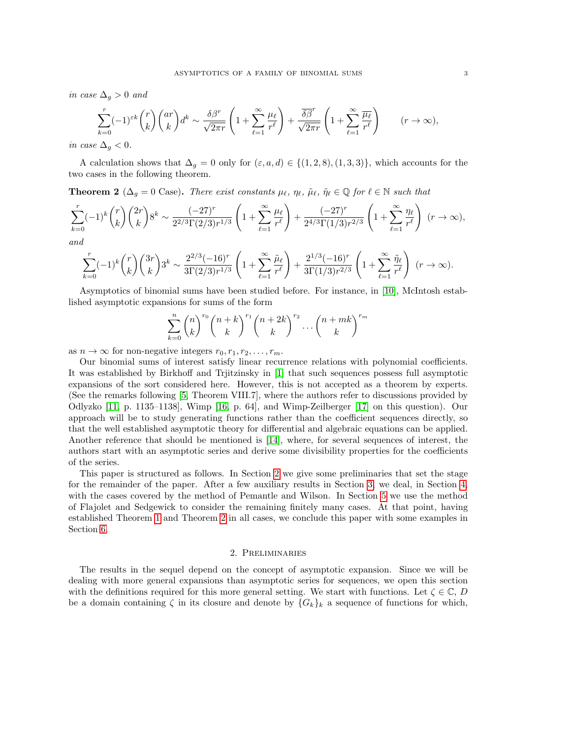*in case* $\Delta_g > 0$ *and*

$$\sum_{k=0}^{r} (-1)^{\varepsilon k} \binom{r}{k} \binom{ar}{k} d^k \sim \frac{\delta \beta^r}{\sqrt{2\pi r}} \left(1 + \sum_{\ell=1}^{\infty} \frac{\mu_\ell}{r^\ell}\right) + \frac{\overline{\delta \beta}^r}{\sqrt{2\pi r}} \left(1 + \sum_{\ell=1}^{\infty} \frac{\overline{\mu_\ell}}{r^\ell}\right) \qquad (r \to \infty),$$

*in case* $\Delta_g < 0$.

A calculation shows that $\Delta_g = 0$ only for $(\varepsilon, a, d) \in \{(1, 2, 8), (1, 3, 3)\}$, which accounts for the two cases in the following theorem.

**Theorem 2** ($\Delta_g = 0$ Case)**.** *There exist constants* $\mu_\ell$, $\eta_\ell$, $\tilde{\mu}_\ell$, $\tilde{\eta}_\ell \in \mathbb{Q}$ *for* $\ell \in \mathbb{N}$ *such that*

$$\sum_{k=0}^{r} (-1)^k \binom{r}{k} \binom{2r}{k} 8^k \sim \frac{(-27)^r}{2^{2/3}\Gamma(2/3) r^{1/3}} \left(1 + \sum_{\ell=1}^{\infty} \frac{\mu_\ell}{r^\ell}\right) + \frac{(-27)^r}{2^{4/3}\Gamma(1/3) r^{2/3}} \left(1 + \sum_{\ell=1}^{\infty} \frac{\eta_\ell}{r^\ell}\right) \ (r \to \infty),$$

*and*

$$\sum_{k=0}^{r} (-1)^k \binom{r}{k} \binom{3r}{k} 3^k \sim \frac{2^{2/3}(-16)^r}{3\Gamma(2/3) r^{1/3}} \left(1 + \sum_{\ell=1}^{\infty} \frac{\tilde{\mu}_\ell}{r^\ell}\right) + \frac{2^{1/3}(-16)^r}{3\Gamma(1/3) r^{2/3}} \left(1 + \sum_{\ell=1}^{\infty} \frac{\tilde{\eta}_\ell}{r^\ell}\right) \ (r \to \infty).$$

Asymptotics of binomial sums have been studied before. For instance, in [10], McIntosh established asymptotic expansions for sums of the form

$$\sum_{k=0}^{n} \binom{n}{k}^{r_0} \binom{n+k}{k}^{r_1} \binom{n+2k}{k}^{r_2} \cdots \binom{n+mk}{k}^{r_m}$$

as $n \to \infty$ for non-negative integers $r_0, r_1, r_2, \ldots, r_m$.

Our binomial sums of interest satisfy linear recurrence relations with polynomial coefficients. It was established by Birkhoff and Trjitzinsky in [1] that such sequences possess full asymptotic expansions of the sort considered here. However, this is not accepted as a theorem by experts. (See the remarks following [5, Theorem VIII.7], where the authors refer to discussions provided by Odlyzko [11, p. 1135–1138], Wimp [16, p. 64], and Wimp-Zeilberger [17] on this question). Our approach will be to study generating functions rather than the coefficient sequences directly, so that the well established asymptotic theory for differential and algebraic equations can be applied. Another reference that should be mentioned is [14], where, for several sequences of interest, the authors start with an asymptotic series and derive some divisibility properties for the coefficients of the series.

This paper is structured as follows. In Section 2 we give some preliminaries that set the stage for the remainder of the paper. After a few auxiliary results in Section 3, we deal, in Section 4, with the cases covered by the method of Pemantle and Wilson. In Section 5 we use the method of Flajolet and Sedgewick to consider the remaining finitely many cases. At that point, having established Theorem 1 and Theorem 2 in all cases, we conclude this paper with some examples in Section 6.

## 2. Preliminaries

The results in the sequel depend on the concept of asymptotic expansion. Since we will be dealing with more general expansions than asymptotic series for sequences, we open this section with the definitions required for this more general setting. We start with functions. Let $\zeta \in \mathbb{C}$, $D$ be a domain containing $\zeta$ in its closure and denote by $\{G_k\}_k$ a sequence of functions for which,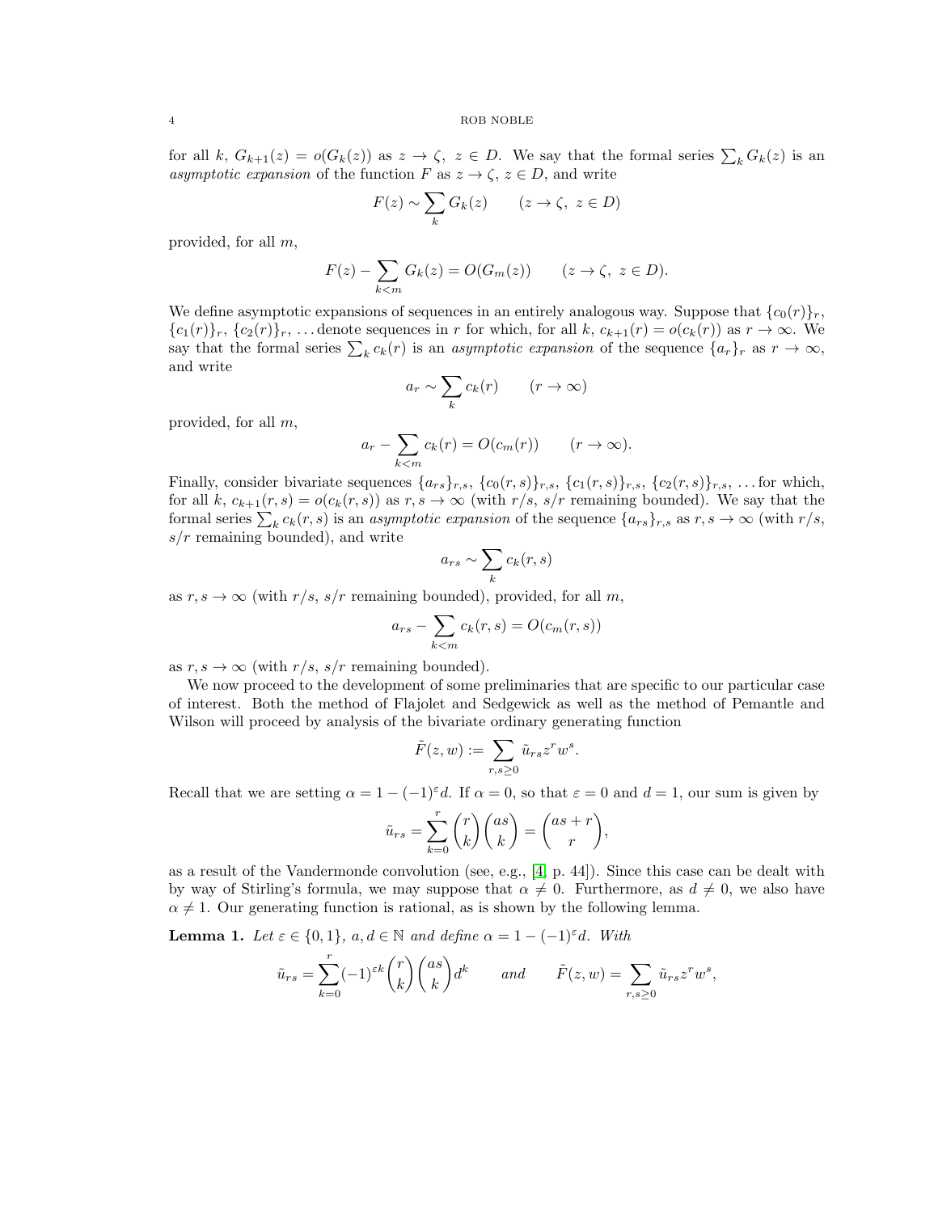for all $k$, $G_{k+1}(z) = o(G_k(z))$ as $z \to \zeta$, $z \in D$. We say that the formal series $\sum_k G_k(z)$ is an *asymptotic expansion* of the function $F$ as $z \to \zeta$, $z \in D$, and write

$$F(z) \sim \sum_k G_k(z) \qquad (z \to \zeta,\ z \in D)$$

provided, for all $m$,

$$F(z) - \sum_{k<m} G_k(z) = O(G_m(z)) \qquad (z \to \zeta,\ z \in D).$$

We define asymptotic expansions of sequences in an entirely analogous way. Suppose that $\{c_0(r)\}_r$, $\{c_1(r)\}_r$, $\{c_2(r)\}_r$, ... denote sequences in $r$ for which, for all $k$, $c_{k+1}(r) = o(c_k(r))$ as $r \to \infty$. We say that the formal series $\sum_k c_k(r)$ is an *asymptotic expansion* of the sequence $\{a_r\}_r$ as $r \to \infty$, and write

$$a_r \sim \sum_k c_k(r) \qquad (r \to \infty)$$

provided, for all $m$,

$$a_r - \sum_{k<m} c_k(r) = O(c_m(r)) \qquad (r \to \infty).$$

Finally, consider bivariate sequences $\{a_{rs}\}_{r,s}$, $\{c_0(r,s)\}_{r,s}$, $\{c_1(r,s)\}_{r,s}$, $\{c_2(r,s)\}_{r,s}$, ... for which, for all $k$, $c_{k+1}(r,s) = o(c_k(r,s))$ as $r, s \to \infty$ (with $r/s$, $s/r$ remaining bounded). We say that the formal series $\sum_k c_k(r,s)$ is an *asymptotic expansion* of the sequence $\{a_{rs}\}_{r,s}$ as $r, s \to \infty$ (with $r/s$, $s/r$ remaining bounded), and write

$$a_{rs} \sim \sum_k c_k(r,s)$$

as $r, s \to \infty$ (with $r/s$, $s/r$ remaining bounded), provided, for all $m$,

$$a_{rs} - \sum_{k<m} c_k(r,s) = O(c_m(r,s))$$

as $r, s \to \infty$ (with $r/s$, $s/r$ remaining bounded).

We now proceed to the development of some preliminaries that are specific to our particular case of interest. Both the method of Flajolet and Sedgewick as well as the method of Pemantle and Wilson will proceed by analysis of the bivariate ordinary generating function

$$\tilde{F}(z,w) := \sum_{r,s \geq 0} \tilde{u}_{rs} z^r w^s.$$

Recall that we are setting $\alpha = 1 - (-1)^\varepsilon d$. If $\alpha = 0$, so that $\varepsilon = 0$ and $d = 1$, our sum is given by

$$\tilde{u}_{rs} = \sum_{k=0}^{r} \binom{r}{k}\binom{as}{k} = \binom{as+r}{r},$$

as a result of the Vandermonde convolution (see, e.g., [4, p. 44]). Since this case can be dealt with by way of Stirling's formula, we may suppose that $\alpha \neq 0$. Furthermore, as $d \neq 0$, we also have $\alpha \neq 1$. Our generating function is rational, as is shown by the following lemma.

**Lemma 1.** *Let $\varepsilon \in \{0,1\}$, $a, d \in \mathbb{N}$ and define $\alpha = 1 - (-1)^\varepsilon d$. With*

$$\tilde{u}_{rs} = \sum_{k=0}^{r} (-1)^{\varepsilon k} \binom{r}{k}\binom{as}{k} d^k \qquad \textit{and} \qquad \tilde{F}(z,w) = \sum_{r,s \geq 0} \tilde{u}_{rs} z^r w^s,$$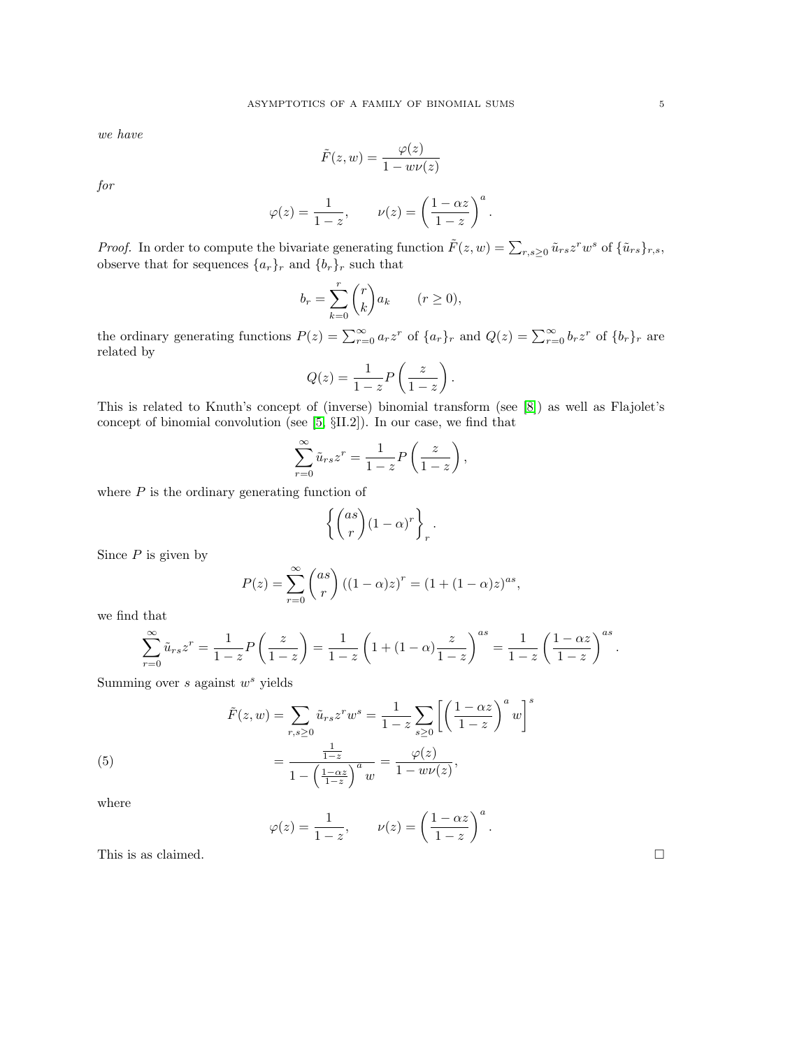*we have*

$$\tilde{F}(z,w) = \frac{\varphi(z)}{1 - w\nu(z)}$$

*for*

$$\varphi(z) = \frac{1}{1-z}, \qquad \nu(z) = \left(\frac{1-\alpha z}{1-z}\right)^a.$$

*Proof.* In order to compute the bivariate generating function $\tilde{F}(z,w) = \sum_{r,s\geq 0} \tilde{u}_{rs} z^r w^s$ of $\{\tilde{u}_{rs}\}_{r,s}$, observe that for sequences $\{a_r\}_r$ and $\{b_r\}_r$ such that

$$b_r = \sum_{k=0}^{r} \binom{r}{k} a_k \qquad (r \geq 0),$$

the ordinary generating functions $P(z) = \sum_{r=0}^{\infty} a_r z^r$ of $\{a_r\}_r$ and $Q(z) = \sum_{r=0}^{\infty} b_r z^r$ of $\{b_r\}_r$ are related by

$$Q(z) = \frac{1}{1-z} P\left(\frac{z}{1-z}\right).$$

This is related to Knuth's concept of (inverse) binomial transform (see [8]) as well as Flajolet's concept of binomial convolution (see [5, §II.2]). In our case, we find that

$$\sum_{r=0}^{\infty} \tilde{u}_{rs} z^r = \frac{1}{1-z} P\left(\frac{z}{1-z}\right),$$

where $P$ is the ordinary generating function of

$$\left\{\binom{as}{r}(1-\alpha)^r\right\}_r.$$

Since $P$ is given by

$$P(z) = \sum_{r=0}^{\infty} \binom{as}{r} \left((1-\alpha)z\right)^r = (1 + (1-\alpha)z)^{as},$$

we find that

$$\sum_{r=0}^{\infty} \tilde{u}_{rs} z^r = \frac{1}{1-z} P\left(\frac{z}{1-z}\right) = \frac{1}{1-z}\left(1 + (1-\alpha)\frac{z}{1-z}\right)^{as} = \frac{1}{1-z}\left(\frac{1-\alpha z}{1-z}\right)^{as}.$$

Summing over $s$ against $w^s$ yields

$$\tilde{F}(z,w) = \sum_{r,s\geq 0} \tilde{u}_{rs} z^r w^s = \frac{1}{1-z} \sum_{s\geq 0} \left[\left(\frac{1-\alpha z}{1-z}\right)^a w\right]^s$$

$$= \frac{\frac{1}{1-z}}{1 - \left(\frac{1-\alpha z}{1-z}\right)^a w} = \frac{\varphi(z)}{1 - w\nu(z)}, \tag{5}$$

where

$$\varphi(z) = \frac{1}{1-z}, \qquad \nu(z) = \left(\frac{1-\alpha z}{1-z}\right)^a.$$

This is as claimed. $\square$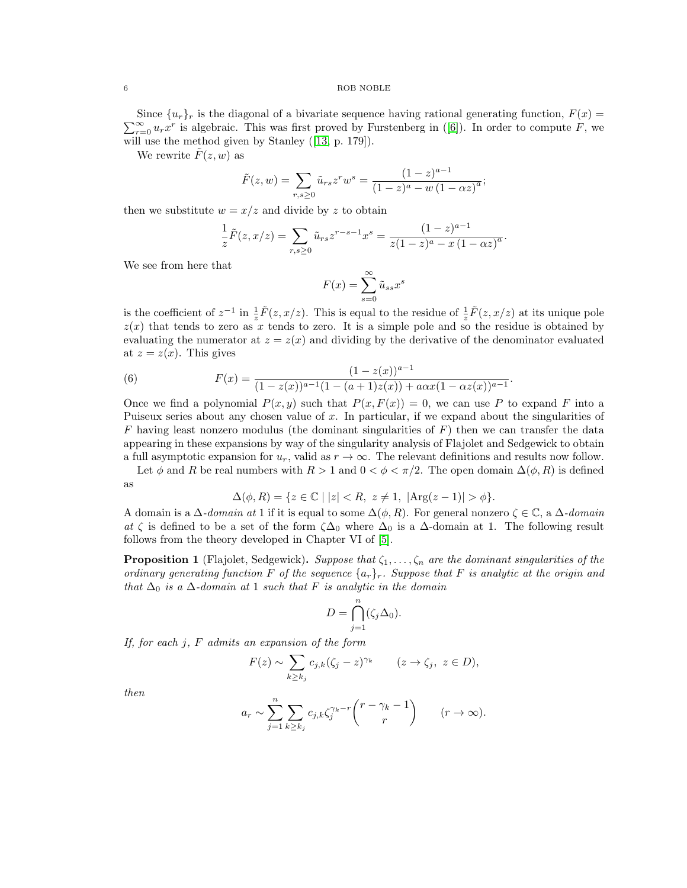Since $\{u_r\}_r$ is the diagonal of a bivariate sequence having rational generating function, $F(x) = \sum_{r=0}^{\infty} u_r x^r$ is algebraic. This was first proved by Furstenberg in ([6]). In order to compute $F$, we will use the method given by Stanley ([13, p. 179]).

We rewrite $\tilde{F}(z,w)$ as

$$\tilde{F}(z,w) = \sum_{r,s\geq 0} \tilde{u}_{rs} z^r w^s = \frac{(1-z)^{a-1}}{(1-z)^a - w\,(1-\alpha z)^a};$$

then we substitute $w = x/z$ and divide by $z$ to obtain

$$\frac{1}{z}\tilde{F}(z,x/z) = \sum_{r,s\geq 0} \tilde{u}_{rs} z^{r-s-1} x^s = \frac{(1-z)^{a-1}}{z(1-z)^a - x\,(1-\alpha z)^a}.$$

We see from here that

$$F(x) = \sum_{s=0}^{\infty} \tilde{u}_{ss} x^s$$

is the coefficient of $z^{-1}$ in $\frac{1}{z}\tilde{F}(z,x/z)$. This is equal to the residue of $\frac{1}{z}\tilde{F}(z,x/z)$ at its unique pole $z(x)$ that tends to zero as $x$ tends to zero. It is a simple pole and so the residue is obtained by evaluating the numerator at $z = z(x)$ and dividing by the derivative of the denominator evaluated at $z = z(x)$. This gives

$$F(x) = \frac{(1-z(x))^{a-1}}{(1-z(x))^{a-1}(1-(a+1)z(x)) + a\alpha x(1-\alpha z(x))^{a-1}}. \tag{6}$$

Once we find a polynomial $P(x,y)$ such that $P(x,F(x)) = 0$, we can use $P$ to expand $F$ into a Puiseux series about any chosen value of $x$. In particular, if we expand about the singularities of $F$ having least nonzero modulus (the dominant singularities of $F$) then we can transfer the data appearing in these expansions by way of the singularity analysis of Flajolet and Sedgewick to obtain a full asymptotic expansion for $u_r$, valid as $r \to \infty$. The relevant definitions and results now follow.

Let $\phi$ and $R$ be real numbers with $R > 1$ and $0 < \phi < \pi/2$. The open domain $\Delta(\phi, R)$ is defined as

$$\Delta(\phi,R) = \{z \in \mathbb{C} \mid |z| < R,\ z \neq 1,\ |\mathrm{Arg}(z-1)| > \phi\}.$$

A domain is a $\Delta$-*domain at* 1 if it is equal to some $\Delta(\phi,R)$. For general nonzero $\zeta \in \mathbb{C}$, a $\Delta$-*domain at* $\zeta$ is defined to be a set of the form $\zeta\Delta_0$ where $\Delta_0$ is a $\Delta$-domain at 1. The following result follows from the theory developed in Chapter VI of [5].

**Proposition 1** (Flajolet, Sedgewick)**.** *Suppose that $\zeta_1, \ldots, \zeta_n$ are the dominant singularities of the ordinary generating function $F$ of the sequence $\{a_r\}_r$. Suppose that $F$ is analytic at the origin and that $\Delta_0$ is a $\Delta$-domain at 1 such that $F$ is analytic in the domain*

$$D = \bigcap_{j=1}^{n} (\zeta_j \Delta_0).$$

*If, for each $j$, $F$ admits an expansion of the form*

$$F(z) \sim \sum_{k\geq k_j} c_{j,k}(\zeta_j - z)^{\gamma_k} \qquad (z \to \zeta_j,\ z \in D),$$

*then*

$$a_r \sim \sum_{j=1}^{n} \sum_{k\geq k_j} c_{j,k} \zeta_j^{\gamma_k - r} \binom{r - \gamma_k - 1}{r} \qquad (r \to \infty).$$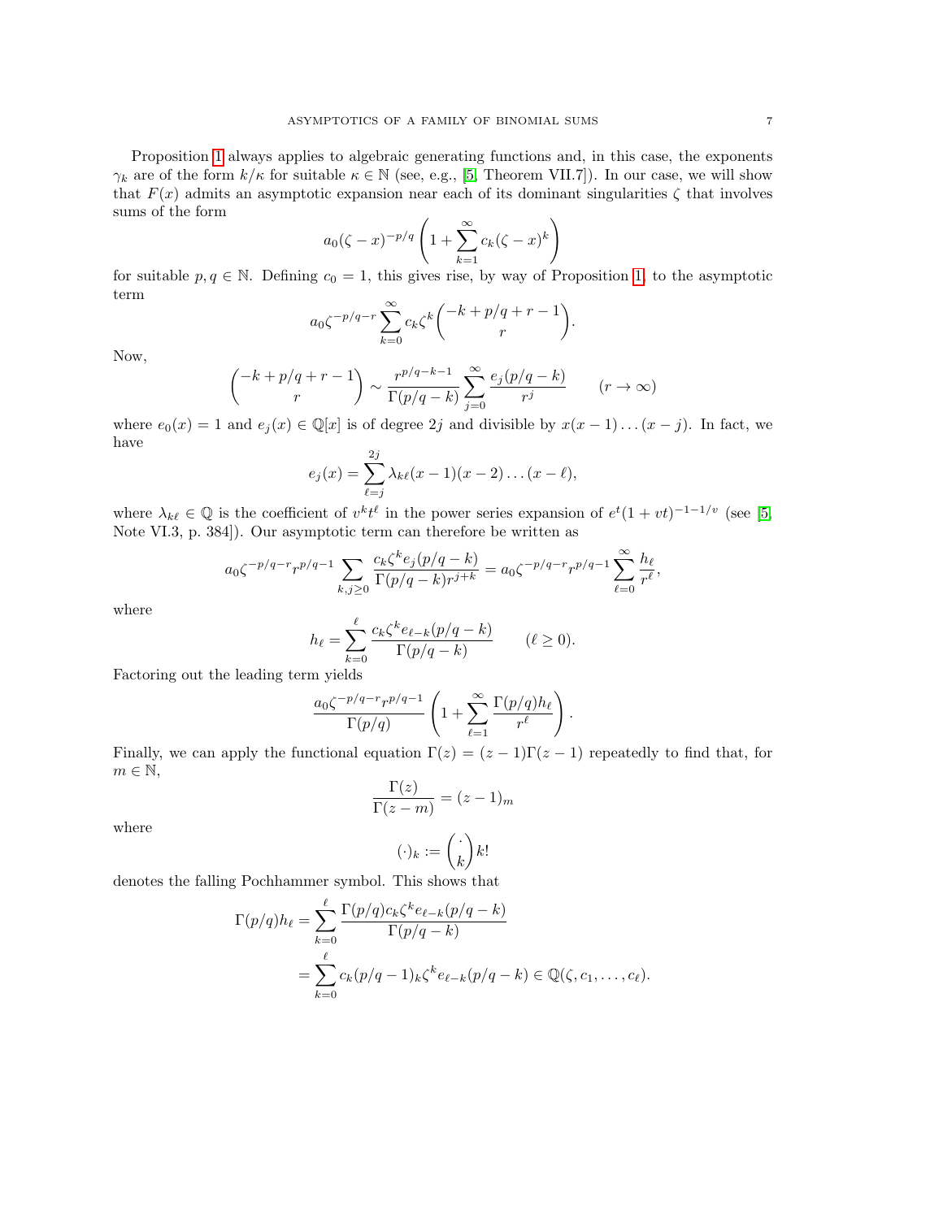Proposition 1 always applies to algebraic generating functions and, in this case, the exponents $\gamma_k$ are of the form $k/\kappa$ for suitable $\kappa \in \mathbb{N}$ (see, e.g., [5, Theorem VII.7]). In our case, we will show that $F(x)$ admits an asymptotic expansion near each of its dominant singularities $\zeta$ that involves sums of the form

$$a_0(\zeta - x)^{-p/q}\left(1 + \sum_{k=1}^{\infty} c_k(\zeta - x)^k\right)$$

for suitable $p, q \in \mathbb{N}$. Defining $c_0 = 1$, this gives rise, by way of Proposition 1, to the asymptotic term

$$a_0\zeta^{-p/q-r}\sum_{k=0}^{\infty} c_k\zeta^k\binom{-k+p/q+r-1}{r}.$$

Now,

$$\binom{-k+p/q+r-1}{r} \sim \frac{r^{p/q-k-1}}{\Gamma(p/q-k)}\sum_{j=0}^{\infty}\frac{e_j(p/q-k)}{r^j} \qquad (r\to\infty)$$

where $e_0(x) = 1$ and $e_j(x) \in \mathbb{Q}[x]$ is of degree $2j$ and divisible by $x(x-1)\dots(x-j)$. In fact, we have

$$e_j(x) = \sum_{\ell=j}^{2j}\lambda_{k\ell}(x-1)(x-2)\dots(x-\ell),$$

where $\lambda_{k\ell} \in \mathbb{Q}$ is the coefficient of $v^k t^\ell$ in the power series expansion of $e^t(1+vt)^{-1-1/v}$ (see [5, Note VI.3, p. 384]). Our asymptotic term can therefore be written as

$$a_0\zeta^{-p/q-r}r^{p/q-1}\sum_{k,j\geq 0}\frac{c_k\zeta^k e_j(p/q-k)}{\Gamma(p/q-k)r^{j+k}} = a_0\zeta^{-p/q-r}r^{p/q-1}\sum_{\ell=0}^{\infty}\frac{h_\ell}{r^\ell},$$

where

$$h_\ell = \sum_{k=0}^{\ell}\frac{c_k\zeta^k e_{\ell-k}(p/q-k)}{\Gamma(p/q-k)} \qquad (\ell \geq 0).$$

Factoring out the leading term yields

$$\frac{a_0\zeta^{-p/q-r}r^{p/q-1}}{\Gamma(p/q)}\left(1 + \sum_{\ell=1}^{\infty}\frac{\Gamma(p/q)h_\ell}{r^\ell}\right).$$

Finally, we can apply the functional equation $\Gamma(z) = (z-1)\Gamma(z-1)$ repeatedly to find that, for $m \in \mathbb{N}$,

$$\frac{\Gamma(z)}{\Gamma(z-m)} = (z-1)_m$$

where

$$(\cdot)_k := \binom{\cdot}{k}k!$$

denotes the falling Pochhammer symbol. This shows that

$$\begin{aligned}
\Gamma(p/q)h_\ell &= \sum_{k=0}^{\ell}\frac{\Gamma(p/q)c_k\zeta^k e_{\ell-k}(p/q-k)}{\Gamma(p/q-k)}\\
&= \sum_{k=0}^{\ell}c_k(p/q-1)_k\zeta^k e_{\ell-k}(p/q-k) \in \mathbb{Q}(\zeta, c_1, \dots, c_\ell).
\end{aligned}$$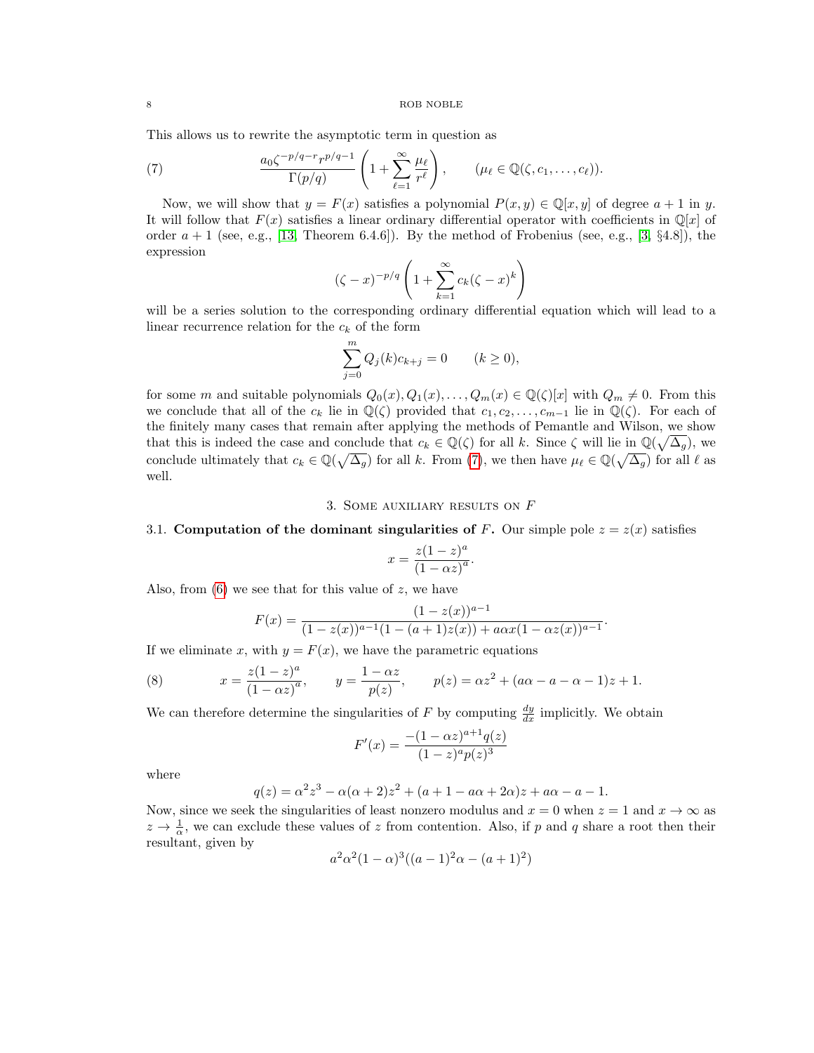This allows us to rewrite the asymptotic term in question as

$$\frac{a_0\zeta^{-p/q-r}r^{p/q-1}}{\Gamma(p/q)}\left(1+\sum_{\ell=1}^{\infty}\frac{\mu_\ell}{r^\ell}\right), \qquad (\mu_\ell \in \mathbb{Q}(\zeta, c_1, \ldots, c_\ell)). \tag{7}$$

Now, we will show that $y = F(x)$ satisfies a polynomial $P(x, y) \in \mathbb{Q}[x, y]$ of degree $a+1$ in $y$. It will follow that $F(x)$ satisfies a linear ordinary differential operator with coefficients in $\mathbb{Q}[x]$ of order $a+1$ (see, e.g., [13, Theorem 6.4.6]). By the method of Frobenius (see, e.g., [3, §4.8]), the expression

$$(\zeta - x)^{-p/q}\left(1+\sum_{k=1}^{\infty}c_k(\zeta - x)^k\right)$$

will be a series solution to the corresponding ordinary differential equation which will lead to a linear recurrence relation for the $c_k$ of the form

$$\sum_{j=0}^{m}Q_j(k)c_{k+j} = 0 \qquad (k \geq 0),$$

for some $m$ and suitable polynomials $Q_0(x), Q_1(x), \ldots, Q_m(x) \in \mathbb{Q}(\zeta)[x]$ with $Q_m \neq 0$. From this we conclude that all of the $c_k$ lie in $\mathbb{Q}(\zeta)$ provided that $c_1, c_2, \ldots, c_{m-1}$ lie in $\mathbb{Q}(\zeta)$. For each of the finitely many cases that remain after applying the methods of Pemantle and Wilson, we show that this is indeed the case and conclude that $c_k \in \mathbb{Q}(\zeta)$ for all $k$. Since $\zeta$ will lie in $\mathbb{Q}(\sqrt{\Delta_g})$, we conclude ultimately that $c_k \in \mathbb{Q}(\sqrt{\Delta_g})$ for all $k$. From (7), we then have $\mu_\ell \in \mathbb{Q}(\sqrt{\Delta_g})$ for all $\ell$ as well.

## 3. Some auxiliary results on $F$

### 3.1. Computation of the dominant singularities of $F$.

Our simple pole $z = z(x)$ satisfies

$$x = \frac{z(1-z)^a}{(1-\alpha z)^a}.$$

Also, from (6) we see that for this value of $z$, we have

$$F(x) = \frac{(1-z(x))^{a-1}}{(1-z(x))^{a-1}(1-(a+1)z(x)) + a\alpha x(1-\alpha z(x))^{a-1}}.$$

If we eliminate $x$, with $y = F(x)$, we have the parametric equations

$$x = \frac{z(1-z)^a}{(1-\alpha z)^a}, \qquad y = \frac{1-\alpha z}{p(z)}, \qquad p(z) = \alpha z^2 + (a\alpha - a - \alpha - 1)z + 1. \tag{8}$$

We can therefore determine the singularities of $F$ by computing $\frac{dy}{dx}$ implicitly. We obtain

$$F'(x) = \frac{-(1-\alpha z)^{a+1}q(z)}{(1-z)^a p(z)^3}$$

where

$$q(z) = \alpha^2 z^3 - \alpha(\alpha+2)z^2 + (a+1-a\alpha+2\alpha)z + a\alpha - a - 1.$$

Now, since we seek the singularities of least nonzero modulus and $x = 0$ when $z = 1$ and $x \to \infty$ as $z \to \frac{1}{\alpha}$, we can exclude these values of $z$ from contention. Also, if $p$ and $q$ share a root then their resultant, given by

$$a^2\alpha^2(1-\alpha)^3((a-1)^2\alpha - (a+1)^2)$$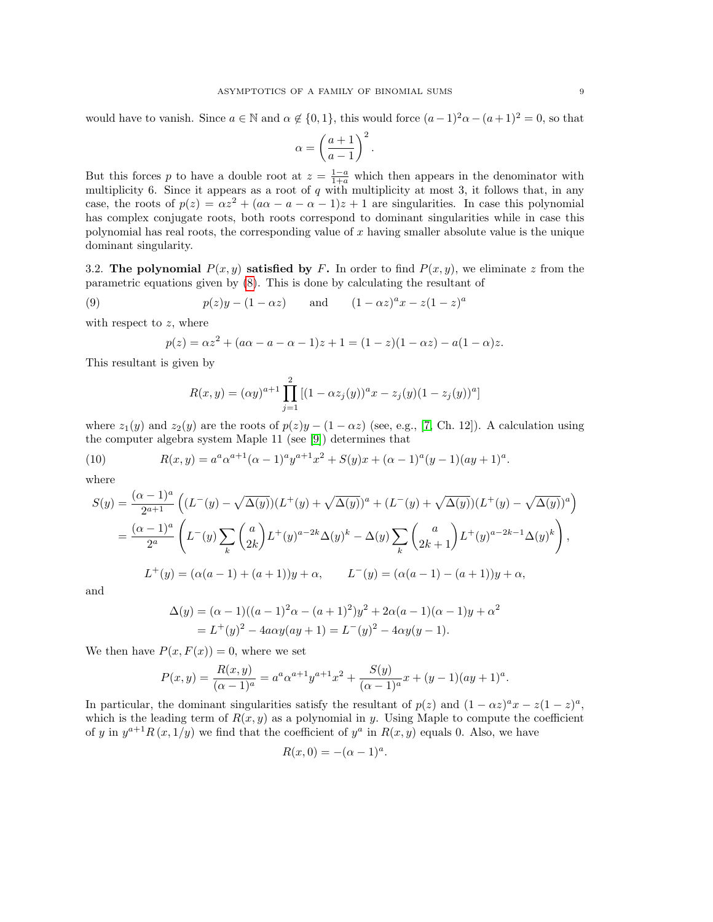would have to vanish. Since $a \in \mathbb{N}$ and $\alpha \notin \{0,1\}$, this would force $(a-1)^2\alpha - (a+1)^2 = 0$, so that

$$\alpha = \left(\frac{a+1}{a-1}\right)^2.$$

But this forces $p$ to have a double root at $z = \frac{1-a}{1+a}$ which then appears in the denominator with multiplicity 6. Since it appears as a root of $q$ with multiplicity at most 3, it follows that, in any case, the roots of $p(z) = \alpha z^2 + (a\alpha - a - \alpha - 1)z + 1$ are singularities. In case this polynomial has complex conjugate roots, both roots correspond to dominant singularities while in case this polynomial has real roots, the corresponding value of $x$ having smaller absolute value is the unique dominant singularity.

**3.2. The polynomial $P(x,y)$ satisfied by $F$.** In order to find $P(x,y)$, we eliminate $z$ from the parametric equations given by (8). This is done by calculating the resultant of

$$p(z)y - (1-\alpha z) \qquad \text{and} \qquad (1-\alpha z)^a x - z(1-z)^a \tag{9}$$

with respect to $z$, where

$$p(z) = \alpha z^2 + (a\alpha - a - \alpha - 1)z + 1 = (1-z)(1-\alpha z) - a(1-\alpha)z.$$

This resultant is given by

$$R(x,y) = (\alpha y)^{a+1} \prod_{j=1}^{2} \left[(1-\alpha z_j(y))^a x - z_j(y)(1-z_j(y))^a\right]$$

where $z_1(y)$ and $z_2(y)$ are the roots of $p(z)y - (1-\alpha z)$ (see, e.g., [7, Ch. 12]). A calculation using the computer algebra system Maple 11 (see [9]) determines that

$$R(x,y) = a^a \alpha^{a+1}(\alpha-1)^a y^{a+1} x^2 + S(y)x + (\alpha-1)^a (y-1)(ay+1)^a. \tag{10}$$

where

$$\begin{aligned} S(y) &= \frac{(\alpha-1)^a}{2^{a+1}} \left( (L^-(y) - \sqrt{\Delta(y)})(L^+(y) + \sqrt{\Delta(y)})^a + (L^-(y) + \sqrt{\Delta(y)})(L^+(y) - \sqrt{\Delta(y)})^a \right) \\ &= \frac{(\alpha-1)^a}{2^a} \left( L^-(y) \sum_k \binom{a}{2k} L^+(y)^{a-2k} \Delta(y)^k - \Delta(y) \sum_k \binom{a}{2k+1} L^+(y)^{a-2k-1} \Delta(y)^k \right), \end{aligned}$$

$$L^+(y) = (\alpha(a-1) + (a+1))y + \alpha, \qquad L^-(y) = (\alpha(a-1) - (a+1))y + \alpha,$$

and

$$\begin{aligned} \Delta(y) &= (\alpha-1)((a-1)^2\alpha - (a+1)^2)y^2 + 2\alpha(a-1)(\alpha-1)y + \alpha^2 \\ &= L^+(y)^2 - 4a\alpha y(ay+1) = L^-(y)^2 - 4\alpha y(y-1). \end{aligned}$$

We then have $P(x, F(x)) = 0$, where we set

$$P(x,y) = \frac{R(x,y)}{(\alpha-1)^a} = a^a \alpha^{a+1} y^{a+1} x^2 + \frac{S(y)}{(\alpha-1)^a} x + (y-1)(ay+1)^a.$$

In particular, the dominant singularities satisfy the resultant of $p(z)$ and $(1-\alpha z)^a x - z(1-z)^a$, which is the leading term of $R(x,y)$ as a polynomial in $y$. Using Maple to compute the coefficient of $y$ in $y^{a+1}R(x, 1/y)$ we find that the coefficient of $y^a$ in $R(x,y)$ equals 0. Also, we have

$$R(x,0) = -(\alpha-1)^a.$$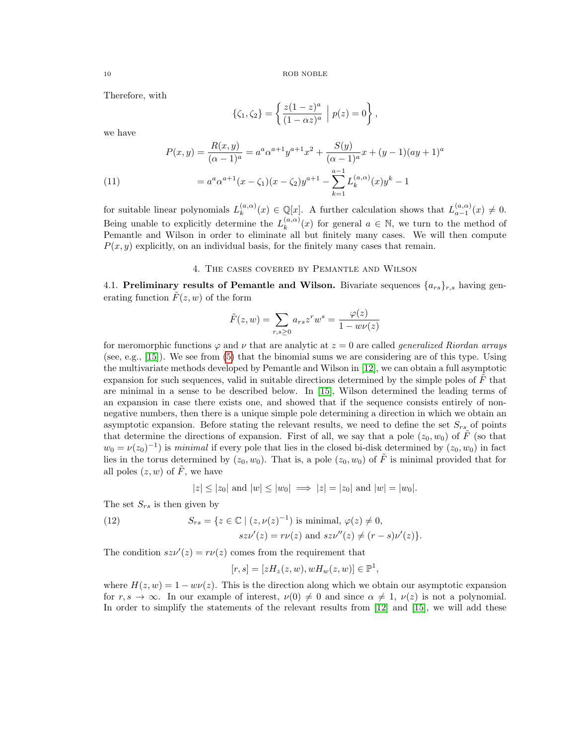Therefore, with

$$\{\zeta_1, \zeta_2\} = \left\{ \frac{z(1-z)^a}{(1-\alpha z)^a} \;\Big|\; p(z) = 0 \right\},$$

we have

$$\begin{aligned} P(x,y) = \frac{R(x,y)}{(\alpha-1)^a} &= a^a \alpha^{a+1} y^{a+1} x^2 + \frac{S(y)}{(\alpha-1)^a} x + (y-1)(ay+1)^a \\ &= a^a \alpha^{a+1} (x-\zeta_1)(x-\zeta_2) y^{a+1} - \sum_{k=1}^{a-1} L_k^{(a,\alpha)}(x) y^k - 1 \end{aligned} \tag{11}$$

for suitable linear polynomials $L_k^{(a,\alpha)}(x) \in \mathbb{Q}[x]$. A further calculation shows that $L_{a-1}^{(a,\alpha)}(x) \neq 0$. Being unable to explicitly determine the $L_k^{(a,\alpha)}(x)$ for general $a \in \mathbb{N}$, we turn to the method of Pemantle and Wilson in order to eliminate all but finitely many cases. We will then compute $P(x,y)$ explicitly, on an individual basis, for the finitely many cases that remain.

## 4. The cases covered by Pemantle and Wilson

**4.1. Preliminary results of Pemantle and Wilson.** Bivariate sequences $\{a_{rs}\}_{r,s}$ having generating function $\tilde{F}(z,w)$ of the form

$$\tilde{F}(z,w) = \sum_{r,s\geq 0} a_{rs} z^r w^s = \frac{\varphi(z)}{1 - w\nu(z)}$$

for meromorphic functions $\varphi$ and $\nu$ that are analytic at $z=0$ are called *generalized Riordan arrays* (see, e.g., [15]). We see from (5) that the binomial sums we are considering are of this type. Using the multivariate methods developed by Pemantle and Wilson in [12], we can obtain a full asymptotic expansion for such sequences, valid in suitable directions determined by the simple poles of $\tilde{F}$ that are minimal in a sense to be described below. In [15], Wilson determined the leading terms of an expansion in case there exists one, and showed that if the sequence consists entirely of non-negative numbers, then there is a unique simple pole determining a direction in which we obtain an asymptotic expansion. Before stating the relevant results, we need to define the set $S_{rs}$ of points that determine the directions of expansion. First of all, we say that a pole $(z_0, w_0)$ of $\tilde{F}$ (so that $w_0 = \nu(z_0)^{-1}$) is *minimal* if every pole that lies in the closed bi-disk determined by $(z_0, w_0)$ in fact lies in the torus determined by $(z_0, w_0)$. That is, a pole $(z_0, w_0)$ of $\tilde{F}$ is minimal provided that for all poles $(z,w)$ of $\tilde{F}$, we have

$$|z| \leq |z_0| \text{ and } |w| \leq |w_0| \implies |z| = |z_0| \text{ and } |w| = |w_0|.$$

The set $S_{rs}$ is then given by

$$\begin{aligned} S_{rs} = \{z \in \mathbb{C} \mid\ & (z, \nu(z)^{-1}) \text{ is minimal}, \ \varphi(z) \neq 0, \\ & sz\nu'(z) = r\nu(z) \text{ and } sz\nu''(z) \neq (r-s)\nu'(z)\}. \end{aligned} \tag{12}$$

The condition $sz\nu'(z) = r\nu(z)$ comes from the requirement that

$$[r,s] = [zH_z(z,w), wH_w(z,w)] \in \mathbb{P}^1,$$

where $H(z,w) = 1 - w\nu(z)$. This is the direction along which we obtain our asymptotic expansion for $r, s \to \infty$. In our example of interest, $\nu(0) \neq 0$ and since $\alpha \neq 1$, $\nu(z)$ is not a polynomial. In order to simplify the statements of the relevant results from [12] and [15], we will add these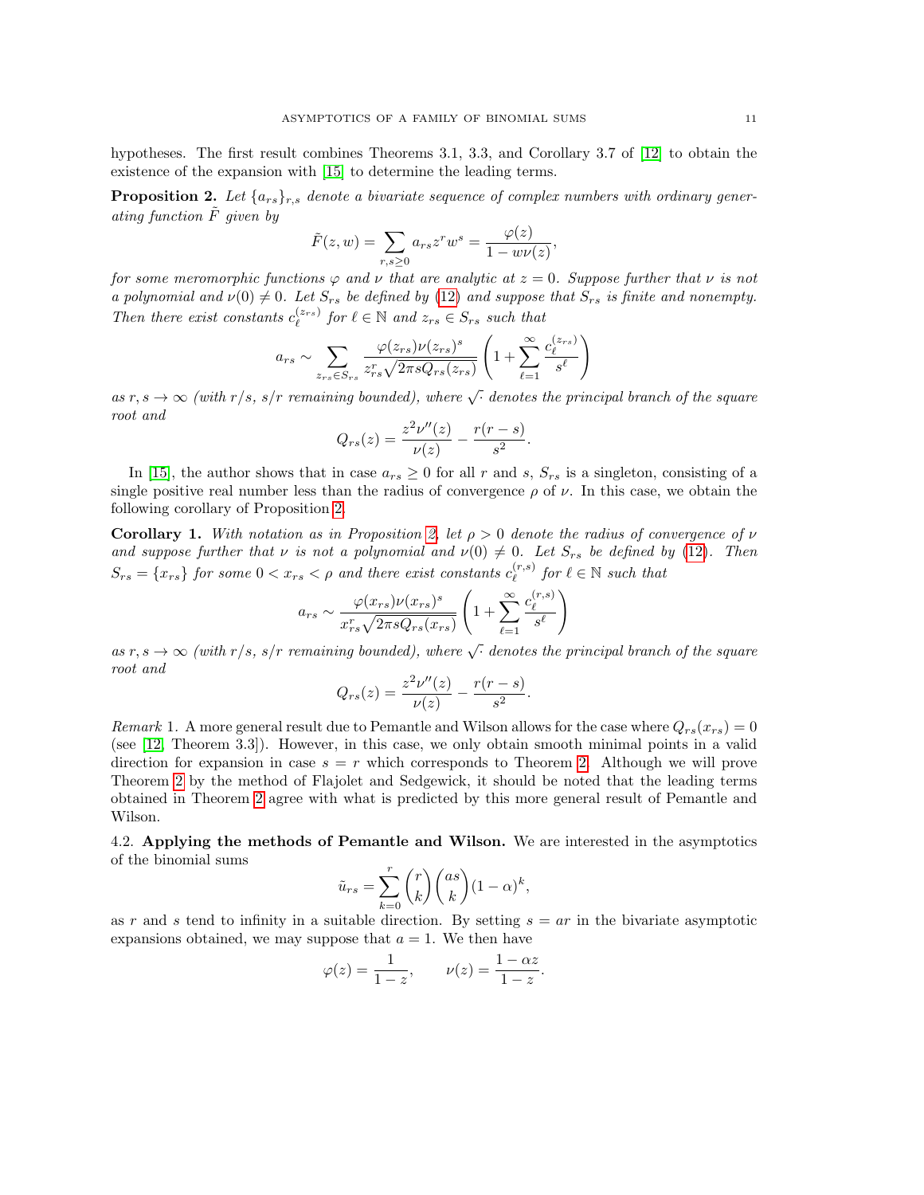hypotheses. The first result combines Theorems 3.1, 3.3, and Corollary 3.7 of [12] to obtain the existence of the expansion with [15] to determine the leading terms.

**Proposition 2.** *Let $\{a_{rs}\}_{r,s}$ denote a bivariate sequence of complex numbers with ordinary generating function $\tilde{F}$ given by*

$$\tilde{F}(z,w) = \sum_{r,s\geq 0} a_{rs} z^r w^s = \frac{\varphi(z)}{1 - w\nu(z)},$$

*for some meromorphic functions $\varphi$ and $\nu$ that are analytic at $z = 0$. Suppose further that $\nu$ is not a polynomial and $\nu(0) \neq 0$. Let $S_{rs}$ be defined by (12) and suppose that $S_{rs}$ is finite and nonempty. Then there exist constants $c_\ell^{(z_{rs})}$ for $\ell \in \mathbb{N}$ and $z_{rs} \in S_{rs}$ such that*

$$a_{rs} \sim \sum_{z_{rs}\in S_{rs}} \frac{\varphi(z_{rs})\nu(z_{rs})^s}{z_{rs}^r\sqrt{2\pi s Q_{rs}(z_{rs})}} \left(1 + \sum_{\ell=1}^{\infty} \frac{c_\ell^{(z_{rs})}}{s^\ell}\right)$$

*as $r, s \to \infty$ (with $r/s$, $s/r$ remaining bounded), where $\sqrt{\cdot}$ denotes the principal branch of the square root and*

$$Q_{rs}(z) = \frac{z^2\nu''(z)}{\nu(z)} - \frac{r(r-s)}{s^2}.$$

In [15], the author shows that in case $a_{rs} \geq 0$ for all $r$ and $s$, $S_{rs}$ is a singleton, consisting of a single positive real number less than the radius of convergence $\rho$ of $\nu$. In this case, we obtain the following corollary of Proposition 2.

**Corollary 1.** *With notation as in Proposition 2, let $\rho > 0$ denote the radius of convergence of $\nu$ and suppose further that $\nu$ is not a polynomial and $\nu(0) \neq 0$. Let $S_{rs}$ be defined by (12). Then $S_{rs} = \{x_{rs}\}$ for some $0 < x_{rs} < \rho$ and there exist constants $c_\ell^{(r,s)}$ for $\ell \in \mathbb{N}$ such that*

$$a_{rs} \sim \frac{\varphi(x_{rs})\nu(x_{rs})^s}{x_{rs}^r\sqrt{2\pi s Q_{rs}(x_{rs})}} \left(1 + \sum_{\ell=1}^{\infty} \frac{c_\ell^{(r,s)}}{s^\ell}\right)$$

*as $r, s \to \infty$ (with $r/s$, $s/r$ remaining bounded), where $\sqrt{\cdot}$ denotes the principal branch of the square root and*

$$Q_{rs}(z) = \frac{z^2\nu''(z)}{\nu(z)} - \frac{r(r-s)}{s^2}.$$

*Remark* 1. A more general result due to Pemantle and Wilson allows for the case where $Q_{rs}(x_{rs}) = 0$ (see [12, Theorem 3.3]). However, in this case, we only obtain smooth minimal points in a valid direction for expansion in case $s = r$ which corresponds to Theorem 2. Although we will prove Theorem 2 by the method of Flajolet and Sedgewick, it should be noted that the leading terms obtained in Theorem 2 agree with what is predicted by this more general result of Pemantle and Wilson.

4.2. **Applying the methods of Pemantle and Wilson.** We are interested in the asymptotics of the binomial sums

$$\tilde{u}_{rs} = \sum_{k=0}^{r} \binom{r}{k}\binom{as}{k}(1-\alpha)^k,$$

as $r$ and $s$ tend to infinity in a suitable direction. By setting $s = ar$ in the bivariate asymptotic expansions obtained, we may suppose that $a = 1$. We then have

$$\varphi(z) = \frac{1}{1-z}, \qquad \nu(z) = \frac{1-\alpha z}{1-z}.$$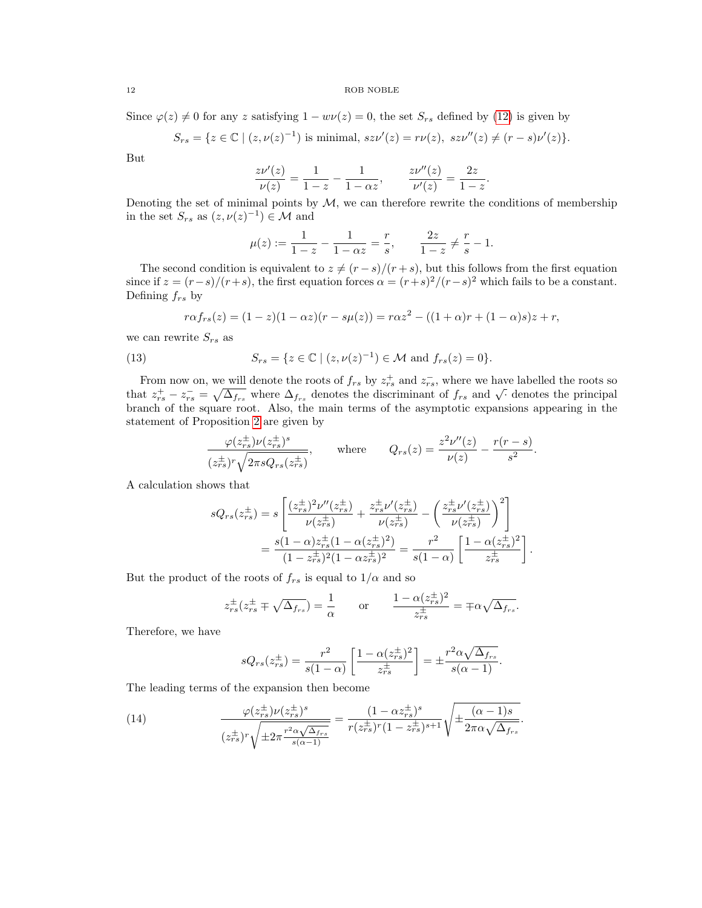Since $\varphi(z) \neq 0$ for any $z$ satisfying $1 - w\nu(z) = 0$, the set $S_{rs}$ defined by (12) is given by

$$S_{rs} = \{z \in \mathbb{C} \mid (z, \nu(z)^{-1}) \text{ is minimal, } sz\nu'(z) = r\nu(z),\ sz\nu''(z) \neq (r-s)\nu'(z)\}.$$

But

$$\frac{z\nu'(z)}{\nu(z)} = \frac{1}{1-z} - \frac{1}{1-\alpha z}, \qquad \frac{z\nu''(z)}{\nu'(z)} = \frac{2z}{1-z}.$$

Denoting the set of minimal points by $\mathcal{M}$, we can therefore rewrite the conditions of membership in the set $S_{rs}$ as $(z, \nu(z)^{-1}) \in \mathcal{M}$ and

$$\mu(z) := \frac{1}{1-z} - \frac{1}{1-\alpha z} = \frac{r}{s}, \qquad \frac{2z}{1-z} \neq \frac{r}{s} - 1.$$

The second condition is equivalent to $z \neq (r-s)/(r+s)$, but this follows from the first equation since if $z = (r-s)/(r+s)$, the first equation forces $\alpha = (r+s)^2/(r-s)^2$ which fails to be a constant. Defining $f_{rs}$ by

$$r\alpha f_{rs}(z) = (1-z)(1-\alpha z)(r - s\mu(z)) = r\alpha z^2 - ((1+\alpha)r + (1-\alpha)s)z + r,$$

we can rewrite $S_{rs}$ as

$$S_{rs} = \{z \in \mathbb{C} \mid (z, \nu(z)^{-1}) \in \mathcal{M} \text{ and } f_{rs}(z) = 0\}. \tag{13}$$

From now on, we will denote the roots of $f_{rs}$ by $z_{rs}^+$ and $z_{rs}^-$, where we have labelled the roots so that $z_{rs}^+ - z_{rs}^- = \sqrt{\Delta_{f_{rs}}}$ where $\Delta_{f_{rs}}$ denotes the discriminant of $f_{rs}$ and $\sqrt{\cdot}$ denotes the principal branch of the square root. Also, the main terms of the asymptotic expansions appearing in the statement of Proposition 2 are given by

$$\frac{\varphi(z_{rs}^\pm)\nu(z_{rs}^\pm)^s}{(z_{rs}^\pm)^r\sqrt{2\pi s Q_{rs}(z_{rs}^\pm)}}, \qquad \text{where} \qquad Q_{rs}(z) = \frac{z^2\nu''(z)}{\nu(z)} - \frac{r(r-s)}{s^2}.$$

A calculation shows that

$$\begin{aligned} sQ_{rs}(z_{rs}^\pm) &= s\left[\frac{(z_{rs}^\pm)^2\nu''(z_{rs}^\pm)}{\nu(z_{rs}^\pm)} + \frac{z_{rs}^\pm\nu'(z_{rs}^\pm)}{\nu(z_{rs}^\pm)} - \left(\frac{z_{rs}^\pm\nu'(z_{rs}^\pm)}{\nu(z_{rs}^\pm)}\right)^2\right] \\ &= \frac{s(1-\alpha)z_{rs}^\pm(1-\alpha(z_{rs}^\pm)^2)}{(1-z_{rs}^\pm)^2(1-\alpha z_{rs}^\pm)^2} = \frac{r^2}{s(1-\alpha)}\left[\frac{1-\alpha(z_{rs}^\pm)^2}{z_{rs}^\pm}\right]. \end{aligned}$$

But the product of the roots of $f_{rs}$ is equal to $1/\alpha$ and so

$$z_{rs}^\pm(z_{rs}^\pm \mp \sqrt{\Delta_{f_{rs}}}) = \frac{1}{\alpha} \qquad \text{or} \qquad \frac{1-\alpha(z_{rs}^\pm)^2}{z_{rs}^\pm} = \mp\alpha\sqrt{\Delta_{f_{rs}}}.$$

Therefore, we have

$$sQ_{rs}(z_{rs}^\pm) = \frac{r^2}{s(1-\alpha)}\left[\frac{1-\alpha(z_{rs}^\pm)^2}{z_{rs}^\pm}\right] = \pm\frac{r^2\alpha\sqrt{\Delta_{f_{rs}}}}{s(\alpha-1)}.$$

The leading terms of the expansion then become

$$\frac{\varphi(z_{rs}^\pm)\nu(z_{rs}^\pm)^s}{(z_{rs}^\pm)^r\sqrt{\pm 2\pi\frac{r^2\alpha\sqrt{\Delta_{f_{rs}}}}{s(\alpha-1)}}} = \frac{(1-\alpha z_{rs}^\pm)^s}{r(z_{rs}^\pm)^r(1-z_{rs}^\pm)^{s+1}}\sqrt{\pm\frac{(\alpha-1)s}{2\pi\alpha\sqrt{\Delta_{f_{rs}}}}}. \tag{14}$$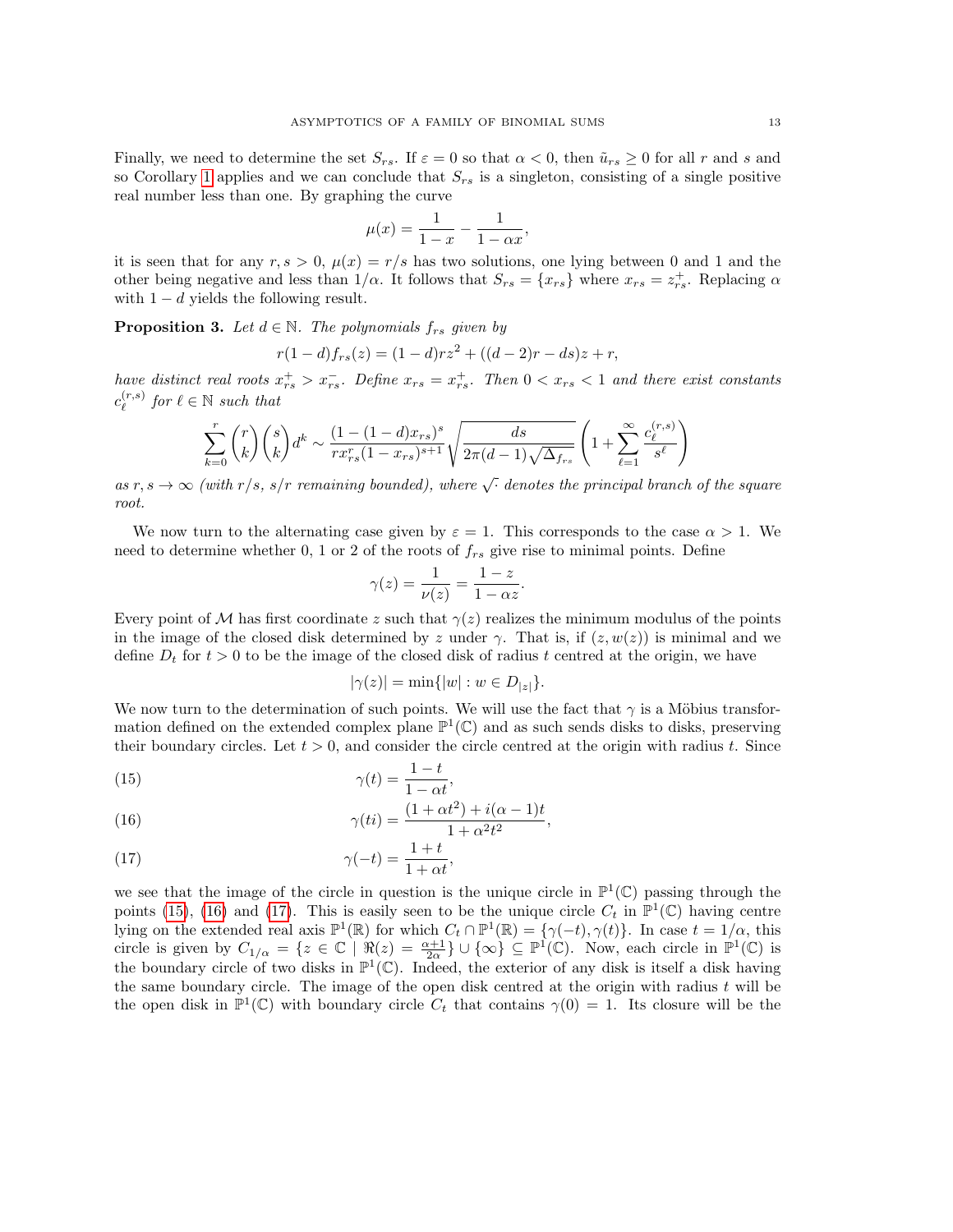Finally, we need to determine the set $S_{rs}$. If $\varepsilon = 0$ so that $\alpha < 0$, then $\tilde{u}_{rs} \geq 0$ for all $r$ and $s$ and so Corollary 1 applies and we can conclude that $S_{rs}$ is a singleton, consisting of a single positive real number less than one. By graphing the curve

$$\mu(x) = \frac{1}{1-x} - \frac{1}{1-\alpha x},$$

it is seen that for any $r, s > 0$, $\mu(x) = r/s$ has two solutions, one lying between 0 and 1 and the other being negative and less than $1/\alpha$. It follows that $S_{rs} = \{x_{rs}\}$ where $x_{rs} = z_{rs}^{+}$. Replacing $\alpha$ with $1-d$ yields the following result.

**Proposition 3.** *Let $d \in \mathbb{N}$. The polynomials $f_{rs}$ given by*

$$r(1-d)f_{rs}(z) = (1-d)rz^2 + ((d-2)r - ds)z + r,$$

*have distinct real roots $x_{rs}^{+} > x_{rs}^{-}$. Define $x_{rs} = x_{rs}^{+}$. Then $0 < x_{rs} < 1$ and there exist constants $c_{\ell}^{(r,s)}$ for $\ell \in \mathbb{N}$ such that*

$$\sum_{k=0}^{r} \binom{r}{k}\binom{s}{k} d^k \sim \frac{(1-(1-d)x_{rs})^s}{r x_{rs}^r (1-x_{rs})^{s+1}} \sqrt{\frac{ds}{2\pi(d-1)\sqrt{\Delta_{f_{rs}}}}} \left(1 + \sum_{\ell=1}^{\infty} \frac{c_{\ell}^{(r,s)}}{s^{\ell}}\right)$$

*as $r, s \to \infty$ (with $r/s$, $s/r$ remaining bounded), where $\sqrt{\cdot}$ denotes the principal branch of the square root.*

We now turn to the alternating case given by $\varepsilon = 1$. This corresponds to the case $\alpha > 1$. We need to determine whether 0, 1 or 2 of the roots of $f_{rs}$ give rise to minimal points. Define

$$\gamma(z) = \frac{1}{\nu(z)} = \frac{1-z}{1-\alpha z}.$$

Every point of $\mathcal{M}$ has first coordinate $z$ such that $\gamma(z)$ realizes the minimum modulus of the points in the image of the closed disk determined by $z$ under $\gamma$. That is, if $(z, w(z))$ is minimal and we define $D_t$ for $t > 0$ to be the image of the closed disk of radius $t$ centred at the origin, we have

$$|\gamma(z)| = \min\{|w| : w \in D_{|z|}\}.$$

We now turn to the determination of such points. We will use the fact that $\gamma$ is a Möbius transformation defined on the extended complex plane $\mathbb{P}^1(\mathbb{C})$ and as such sends disks to disks, preserving their boundary circles. Let $t > 0$, and consider the circle centred at the origin with radius $t$. Since

$$\gamma(t) = \frac{1-t}{1-\alpha t}, \tag{15}$$

$$\gamma(ti) = \frac{(1+\alpha t^2) + i(\alpha-1)t}{1+\alpha^2 t^2}, \tag{16}$$

$$\gamma(-t) = \frac{1+t}{1+\alpha t}, \tag{17}$$

we see that the image of the circle in question is the unique circle in $\mathbb{P}^1(\mathbb{C})$ passing through the points (15), (16) and (17). This is easily seen to be the unique circle $C_t$ in $\mathbb{P}^1(\mathbb{C})$ having centre lying on the extended real axis $\mathbb{P}^1(\mathbb{R})$ for which $C_t \cap \mathbb{P}^1(\mathbb{R}) = \{\gamma(-t), \gamma(t)\}$. In case $t = 1/\alpha$, this circle is given by $C_{1/\alpha} = \{z \in \mathbb{C} \mid \Re(z) = \frac{\alpha+1}{2\alpha}\} \cup \{\infty\} \subseteq \mathbb{P}^1(\mathbb{C})$. Now, each circle in $\mathbb{P}^1(\mathbb{C})$ is the boundary circle of two disks in $\mathbb{P}^1(\mathbb{C})$. Indeed, the exterior of any disk is itself a disk having the same boundary circle. The image of the open disk centred at the origin with radius $t$ will be the open disk in $\mathbb{P}^1(\mathbb{C})$ with boundary circle $C_t$ that contains $\gamma(0) = 1$. Its closure will be the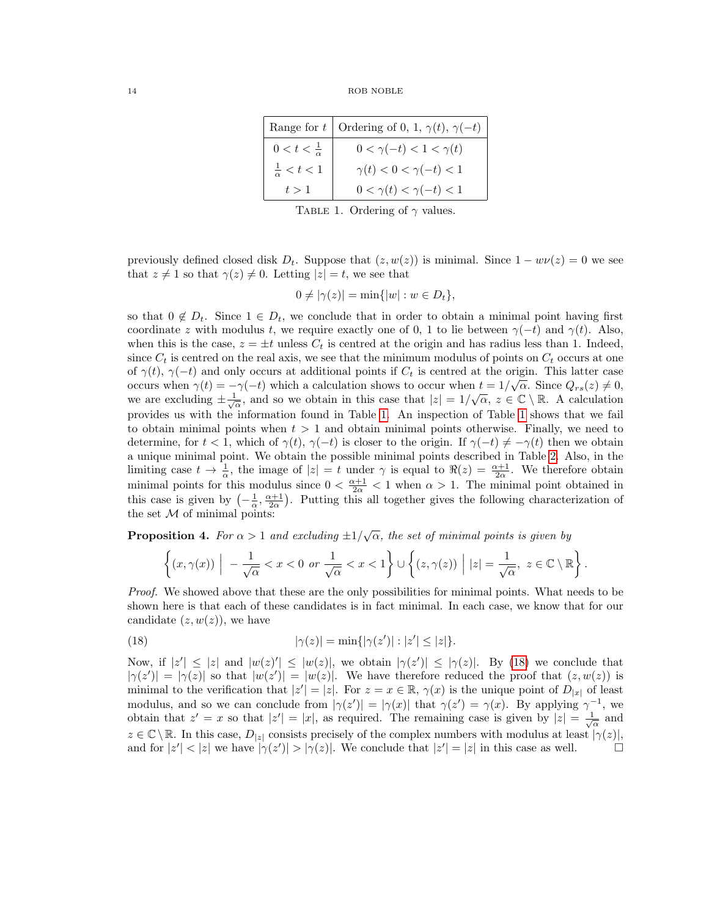| Range for $t$ | Ordering of 0, 1, $\gamma(t)$, $\gamma(-t)$ |
|---|---|
| $0 < t < \frac{1}{\alpha}$ | $0 < \gamma(-t) < 1 < \gamma(t)$ |
| $\frac{1}{\alpha} < t < 1$ | $\gamma(t) < 0 < \gamma(-t) < 1$ |
| $t > 1$ | $0 < \gamma(t) < \gamma(-t) < 1$ |

Table 1. Ordering of $\gamma$ values.

previously defined closed disk $D_t$. Suppose that $(z, w(z))$ is minimal. Since $1 - w\nu(z) = 0$ we see that $z \neq 1$ so that $\gamma(z) \neq 0$. Letting $|z| = t$, we see that

$$0 \neq |\gamma(z)| = \min\{|w| : w \in D_t\},$$

so that $0 \notin D_t$. Since $1 \in D_t$, we conclude that in order to obtain a minimal point having first coordinate $z$ with modulus $t$, we require exactly one of 0, 1 to lie between $\gamma(-t)$ and $\gamma(t)$. Also, when this is the case, $z = \pm t$ unless $C_t$ is centred at the origin and has radius less than 1. Indeed, since $C_t$ is centred on the real axis, we see that the minimum modulus of points on $C_t$ occurs at one of $\gamma(t)$, $\gamma(-t)$ and only occurs at additional points if $C_t$ is centred at the origin. This latter case occurs when $\gamma(t) = -\gamma(-t)$ which a calculation shows to occur when $t = 1/\sqrt{\alpha}$. Since $Q_{rs}(z) \neq 0$, we are excluding $\pm\frac{1}{\sqrt{\alpha}}$, and so we obtain in this case that $|z| = 1/\sqrt{\alpha}$, $z \in \mathbb{C} \setminus \mathbb{R}$. A calculation provides us with the information found in Table 1. An inspection of Table 1 shows that we fail to obtain minimal points when $t > 1$ and obtain minimal points otherwise. Finally, we need to determine, for $t < 1$, which of $\gamma(t)$, $\gamma(-t)$ is closer to the origin. If $\gamma(-t) \neq -\gamma(t)$ then we obtain a unique minimal point. We obtain the possible minimal points described in Table 2. Also, in the limiting case $t \to \frac{1}{\alpha}$, the image of $|z| = t$ under $\gamma$ is equal to $\Re(z) = \frac{\alpha+1}{2\alpha}$. We therefore obtain minimal points for this modulus since $0 < \frac{\alpha+1}{2\alpha} < 1$ when $\alpha > 1$. The minimal point obtained in this case is given by $\left(-\frac{1}{\alpha}, \frac{\alpha+1}{2\alpha}\right)$. Putting this all together gives the following characterization of the set $\mathcal{M}$ of minimal points:

**Proposition 4.** *For $\alpha > 1$ and excluding $\pm 1/\sqrt{\alpha}$, the set of minimal points is given by*

$$\left\{(x, \gamma(x)) \;\middle|\; -\frac{1}{\sqrt{\alpha}} < x < 0 \text{ or } \frac{1}{\sqrt{\alpha}} < x < 1\right\} \cup \left\{(z, \gamma(z)) \;\middle|\; |z| = \frac{1}{\sqrt{\alpha}},\ z \in \mathbb{C} \setminus \mathbb{R}\right\}.$$

*Proof.* We showed above that these are the only possibilities for minimal points. What needs to be shown here is that each of these candidates is in fact minimal. In each case, we know that for our candidate $(z, w(z))$, we have

$$|\gamma(z)| = \min\{|\gamma(z')| : |z'| \leq |z|\}. \tag{18}$$

Now, if $|z'| \leq |z|$ and $|w(z)'| \leq |w(z)|$, we obtain $|\gamma(z')| \leq |\gamma(z)|$. By (18) we conclude that $|\gamma(z')| = |\gamma(z)|$ so that $|w(z')| = |w(z)|$. We have therefore reduced the proof that $(z, w(z))$ is minimal to the verification that $|z'| = |z|$. For $z = x \in \mathbb{R}$, $\gamma(x)$ is the unique point of $D_{|x|}$ of least modulus, and so we can conclude from $|\gamma(z')| = |\gamma(x)|$ that $\gamma(z') = \gamma(x)$. By applying $\gamma^{-1}$, we obtain that $z' = x$ so that $|z'| = |x|$, as required. The remaining case is given by $|z| = \frac{1}{\sqrt{\alpha}}$ and $z \in \mathbb{C} \setminus \mathbb{R}$. In this case, $D_{|z|}$ consists precisely of the complex numbers with modulus at least $|\gamma(z)|$, and for $|z'| < |z|$ we have $|\gamma(z')| > |\gamma(z)|$. We conclude that $|z'| = |z|$ in this case as well. □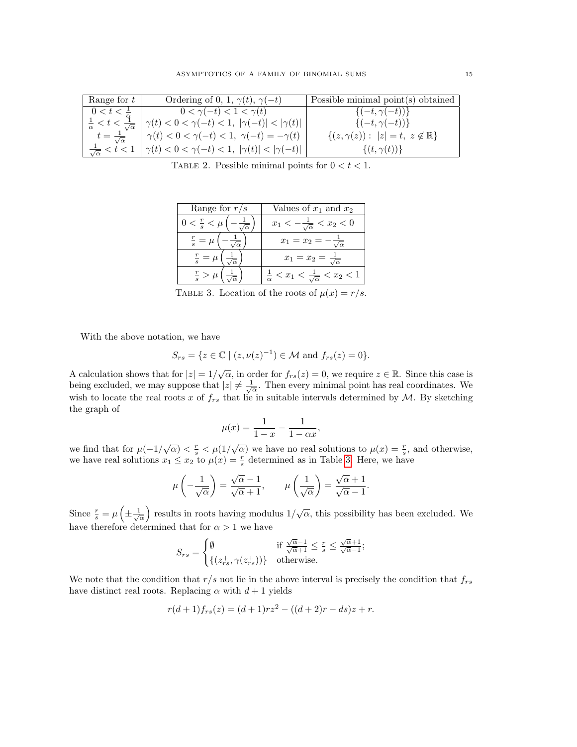| Range for $t$ | Ordering of 0, 1, $\gamma(t)$, $\gamma(-t)$ | Possible minimal point(s) obtained |
|---|---|---|
| $0 < t < \frac{1}{\alpha}$ | $0 < \gamma(-t) < 1 < \gamma(t)$ | $\{(-t, \gamma(-t))\}$ |
| $\frac{1}{\alpha} < t < \frac{1}{\sqrt{\alpha}}$ | $\gamma(t) < 0 < \gamma(-t) < 1,\ \lvert\gamma(-t)\rvert < \lvert\gamma(t)\rvert$ | $\{(-t, \gamma(-t))\}$ |
| $t = \frac{1}{\sqrt{\alpha}}$ | $\gamma(t) < 0 < \gamma(-t) < 1,\ \gamma(-t) = -\gamma(t)$ | $\{(z, \gamma(z)) :\ \lvert z\rvert = t,\ z \notin \mathbb{R}\}$ |
| $\frac{1}{\sqrt{\alpha}} < t < 1$ | $\gamma(t) < 0 < \gamma(-t) < 1,\ \lvert\gamma(t)\rvert < \lvert\gamma(-t)\rvert$ | $\{(t, \gamma(t))\}$ |

TABLE 2. Possible minimal points for $0 < t < 1$.

| Range for $r/s$ | Values of $x_1$ and $x_2$ |
|---|---|
| $0 < \frac{r}{s} < \mu\left(-\frac{1}{\sqrt{\alpha}}\right)$ | $x_1 < -\frac{1}{\sqrt{\alpha}} < x_2 < 0$ |
| $\frac{r}{s} = \mu\left(-\frac{1}{\sqrt{\alpha}}\right)$ | $x_1 = x_2 = -\frac{1}{\sqrt{\alpha}}$ |
| $\frac{r}{s} = \mu\left(\frac{1}{\sqrt{\alpha}}\right)$ | $x_1 = x_2 = \frac{1}{\sqrt{\alpha}}$ |
| $\frac{r}{s} > \mu\left(\frac{1}{\sqrt{\alpha}}\right)$ | $\frac{1}{\alpha} < x_1 < \frac{1}{\sqrt{\alpha}} < x_2 < 1$ |

TABLE 3. Location of the roots of $\mu(x) = r/s$.

With the above notation, we have

$$S_{rs} = \{z \in \mathbb{C} \mid (z, \nu(z)^{-1}) \in \mathcal{M} \text{ and } f_{rs}(z) = 0\}.$$

A calculation shows that for $|z| = 1/\sqrt{\alpha}$, in order for $f_{rs}(z) = 0$, we require $z \in \mathbb{R}$. Since this case is being excluded, we may suppose that $|z| \neq \frac{1}{\sqrt{\alpha}}$. Then every minimal point has real coordinates. We wish to locate the real roots $x$ of $f_{rs}$ that lie in suitable intervals determined by $\mathcal{M}$. By sketching the graph of

$$\mu(x) = \frac{1}{1-x} - \frac{1}{1-\alpha x},$$

we find that for $\mu(-1/\sqrt{\alpha}) < \frac{r}{s} < \mu(1/\sqrt{\alpha})$ we have no real solutions to $\mu(x) = \frac{r}{s}$, and otherwise, we have real solutions $x_1 \leq x_2$ to $\mu(x) = \frac{r}{s}$ determined as in Table 3. Here, we have

$$\mu\left(-\frac{1}{\sqrt{\alpha}}\right) = \frac{\sqrt{\alpha}-1}{\sqrt{\alpha}+1}, \qquad \mu\left(\frac{1}{\sqrt{\alpha}}\right) = \frac{\sqrt{\alpha}+1}{\sqrt{\alpha}-1}.$$

Since $\frac{r}{s} = \mu\left(\pm\frac{1}{\sqrt{\alpha}}\right)$ results in roots having modulus $1/\sqrt{\alpha}$, this possibility has been excluded. We have therefore determined that for $\alpha > 1$ we have

$$S_{rs} = \begin{cases} \emptyset & \text{if } \frac{\sqrt{\alpha}-1}{\sqrt{\alpha}+1} \leq \frac{r}{s} \leq \frac{\sqrt{\alpha}+1}{\sqrt{\alpha}-1}; \\ \{(z_{rs}^{+}, \gamma(z_{rs}^{+}))\} & \text{otherwise.} \end{cases}$$

We note that the condition that $r/s$ not lie in the above interval is precisely the condition that $f_{rs}$ have distinct real roots. Replacing $\alpha$ with $d+1$ yields

$$r(d+1)f_{rs}(z) = (d+1)rz^2 - ((d+2)r - ds)z + r.$$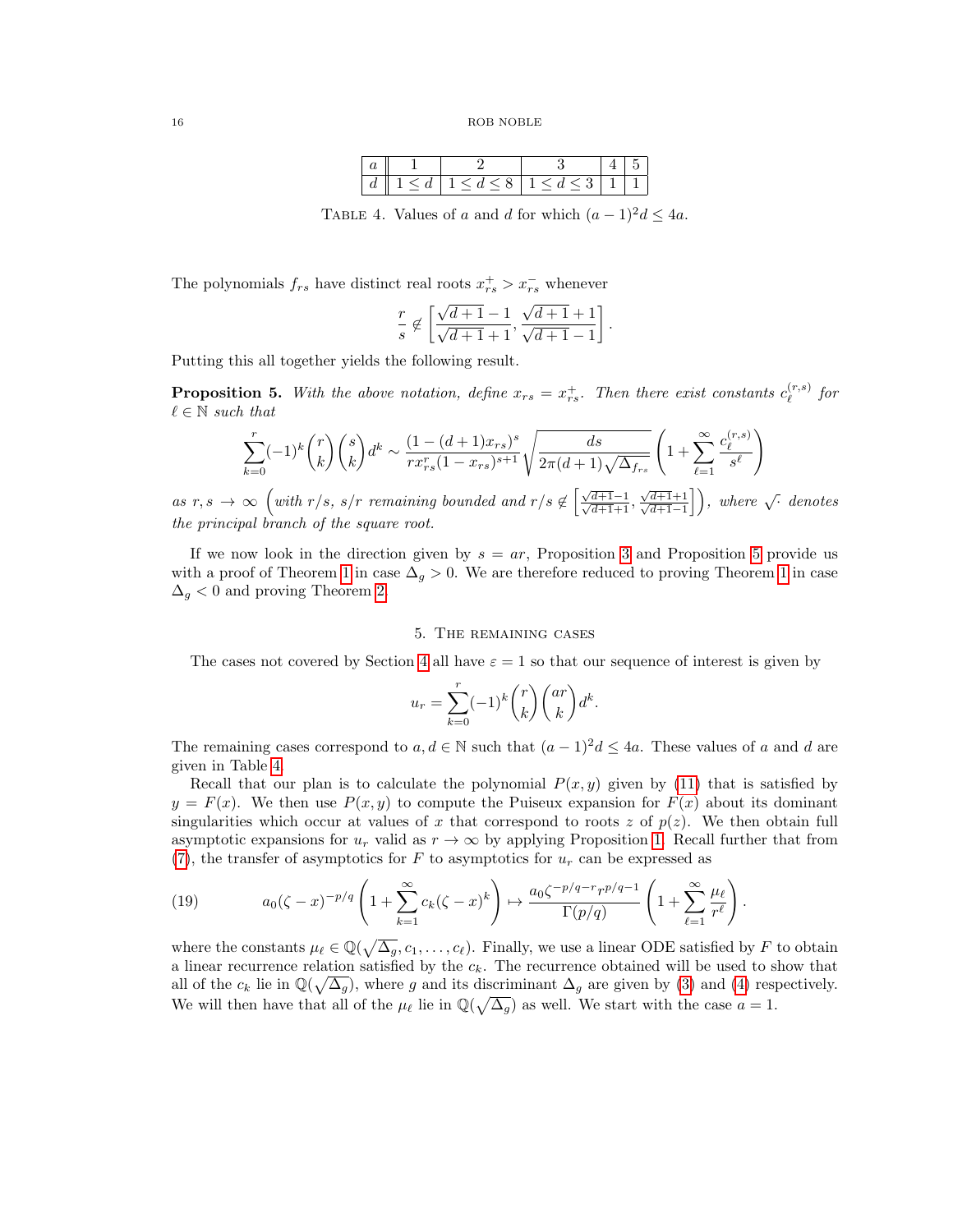| $a$ | 1 | 2 | 3 | 4 | 5 |
|---|---|---|---|---|---|
| $d$ | $1 \leq d$ | $1 \leq d \leq 8$ | $1 \leq d \leq 3$ | 1 | 1 |

TABLE 4. Values of $a$ and $d$ for which $(a-1)^2 d \leq 4a$.

The polynomials $f_{rs}$ have distinct real roots $x_{rs}^+ > x_{rs}^-$ whenever

$$\frac{r}{s} \notin \left[ \frac{\sqrt{d+1}-1}{\sqrt{d+1}+1}, \frac{\sqrt{d+1}+1}{\sqrt{d+1}-1} \right].$$

Putting this all together yields the following result.

**Proposition 5.** *With the above notation, define $x_{rs} = x_{rs}^+$. Then there exist constants $c_\ell^{(r,s)}$ for $\ell \in \mathbb{N}$ such that*

$$\sum_{k=0}^{r} (-1)^k \binom{r}{k} \binom{s}{k} d^k \sim \frac{(1-(d+1)x_{rs})^s}{r x_{rs}^r (1-x_{rs})^{s+1}} \sqrt{\frac{ds}{2\pi(d+1)\sqrt{\Delta_{f_{rs}}}}} \left( 1 + \sum_{\ell=1}^{\infty} \frac{c_\ell^{(r,s)}}{s^\ell} \right)$$

*as $r, s \to \infty$ $\left(\text{with } r/s,\ s/r \text{ remaining bounded and } r/s \notin \left[\frac{\sqrt{d+1}-1}{\sqrt{d+1}+1}, \frac{\sqrt{d+1}+1}{\sqrt{d+1}-1}\right]\right)$, where $\sqrt{\cdot}$ denotes the principal branch of the square root.*

If we now look in the direction given by $s = ar$, Proposition 3 and Proposition 5 provide us with a proof of Theorem 1 in case $\Delta_g > 0$. We are therefore reduced to proving Theorem 1 in case $\Delta_g < 0$ and proving Theorem 2.

## 5. The remaining cases

The cases not covered by Section 4 all have $\varepsilon = 1$ so that our sequence of interest is given by

$$u_r = \sum_{k=0}^{r} (-1)^k \binom{r}{k} \binom{ar}{k} d^k.$$

The remaining cases correspond to $a, d \in \mathbb{N}$ such that $(a-1)^2 d \leq 4a$. These values of $a$ and $d$ are given in Table 4.

Recall that our plan is to calculate the polynomial $P(x, y)$ given by (11) that is satisfied by $y = F(x)$. We then use $P(x, y)$ to compute the Puiseux expansion for $F(x)$ about its dominant singularities which occur at values of $x$ that correspond to roots $z$ of $p(z)$. We then obtain full asymptotic expansions for $u_r$ valid as $r \to \infty$ by applying Proposition 1. Recall further that from (7), the transfer of asymptotics for $F$ to asymptotics for $u_r$ can be expressed as

$$a_0(\zeta - x)^{-p/q} \left( 1 + \sum_{k=1}^{\infty} c_k (\zeta - x)^k \right) \mapsto \frac{a_0 \zeta^{-p/q - r} r^{p/q - 1}}{\Gamma(p/q)} \left( 1 + \sum_{\ell=1}^{\infty} \frac{\mu_\ell}{r^\ell} \right). \tag{19}$$

where the constants $\mu_\ell \in \mathbb{Q}(\sqrt{\Delta_g}, c_1, \ldots, c_\ell)$. Finally, we use a linear ODE satisfied by $F$ to obtain a linear recurrence relation satisfied by the $c_k$. The recurrence obtained will be used to show that all of the $c_k$ lie in $\mathbb{Q}(\sqrt{\Delta_g})$, where $g$ and its discriminant $\Delta_g$ are given by (3) and (4) respectively. We will then have that all of the $\mu_\ell$ lie in $\mathbb{Q}(\sqrt{\Delta_g})$ as well. We start with the case $a = 1$.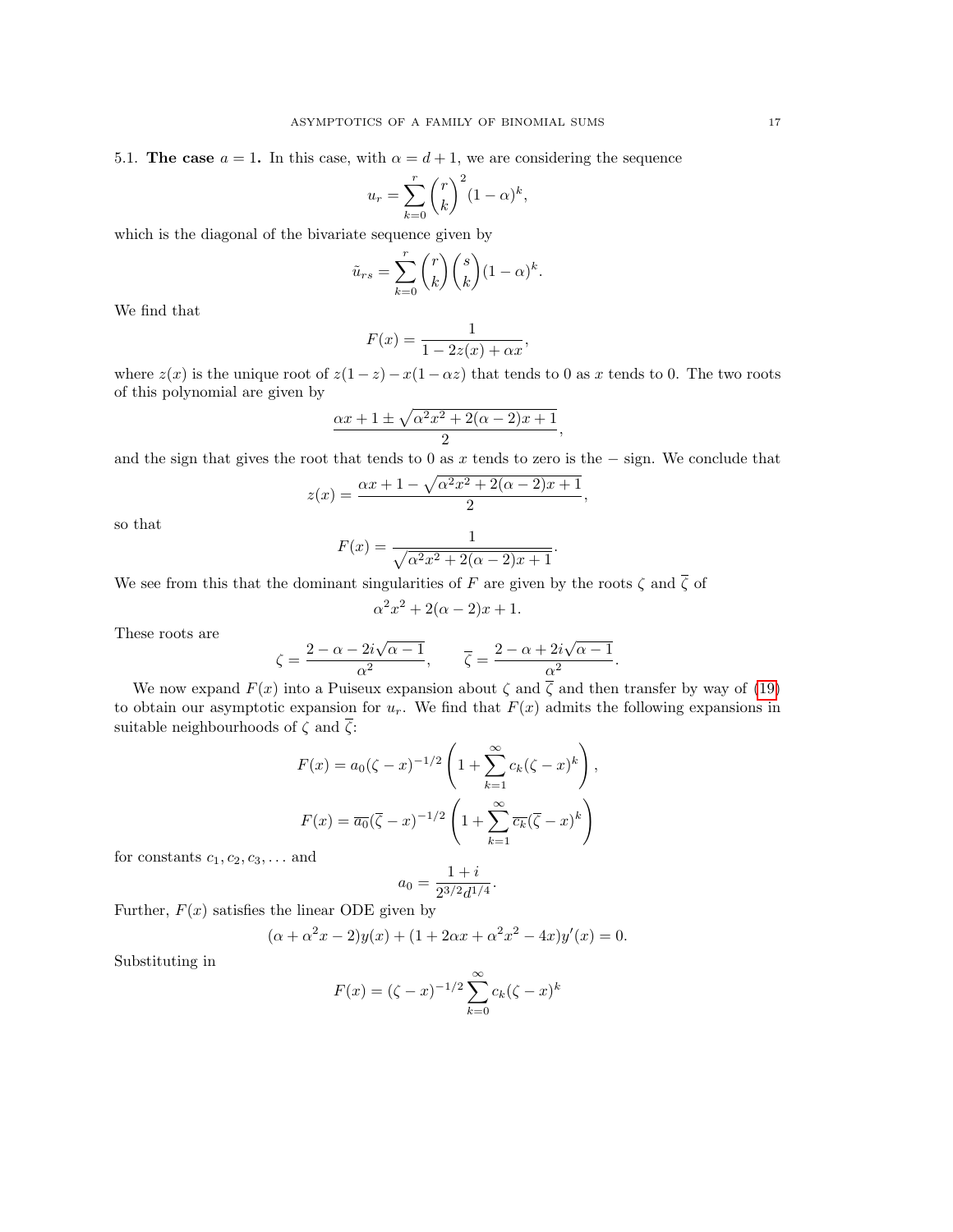5.1. **The case $a = 1$.** In this case, with $\alpha = d+1$, we are considering the sequence

$$u_r = \sum_{k=0}^{r} \binom{r}{k}^2 (1-\alpha)^k,$$

which is the diagonal of the bivariate sequence given by

$$\tilde{u}_{rs} = \sum_{k=0}^{r} \binom{r}{k}\binom{s}{k}(1-\alpha)^k.$$

We find that

$$F(x) = \frac{1}{1 - 2z(x) + \alpha x},$$

where $z(x)$ is the unique root of $z(1-z) - x(1-\alpha z)$ that tends to 0 as $x$ tends to 0. The two roots of this polynomial are given by

$$\frac{\alpha x + 1 \pm \sqrt{\alpha^2 x^2 + 2(\alpha - 2)x + 1}}{2},$$

and the sign that gives the root that tends to 0 as $x$ tends to zero is the $-$ sign. We conclude that

$$z(x) = \frac{\alpha x + 1 - \sqrt{\alpha^2 x^2 + 2(\alpha-2)x + 1}}{2},$$

so that

$$F(x) = \frac{1}{\sqrt{\alpha^2 x^2 + 2(\alpha - 2)x + 1}}.$$

We see from this that the dominant singularities of $F$ are given by the roots $\zeta$ and $\overline{\zeta}$ of

$$\alpha^2 x^2 + 2(\alpha-2)x + 1.$$

These roots are

$$\zeta = \frac{2 - \alpha - 2i\sqrt{\alpha - 1}}{\alpha^2}, \qquad \overline{\zeta} = \frac{2 - \alpha + 2i\sqrt{\alpha-1}}{\alpha^2}.$$

We now expand $F(x)$ into a Puiseux expansion about $\zeta$ and $\overline{\zeta}$ and then transfer by way of (19) to obtain our asymptotic expansion for $u_r$. We find that $F(x)$ admits the following expansions in suitable neighbourhoods of $\zeta$ and $\overline{\zeta}$:

$$F(x) = a_0(\zeta - x)^{-1/2}\left(1 + \sum_{k=1}^{\infty} c_k(\zeta - x)^k\right),$$

$$F(x) = \overline{a_0}(\overline{\zeta} - x)^{-1/2}\left(1 + \sum_{k=1}^{\infty} \overline{c_k}(\overline{\zeta} - x)^k\right)$$

for constants $c_1, c_2, c_3, \ldots$ and

$$a_0 = \frac{1+i}{2^{3/2}d^{1/4}}.$$

Further, $F(x)$ satisfies the linear ODE given by

$$(\alpha + \alpha^2 x - 2)y(x) + (1 + 2\alpha x + \alpha^2 x^2 - 4x)y'(x) = 0.$$

Substituting in

$$F(x) = (\zeta - x)^{-1/2} \sum_{k=0}^{\infty} c_k(\zeta - x)^k$$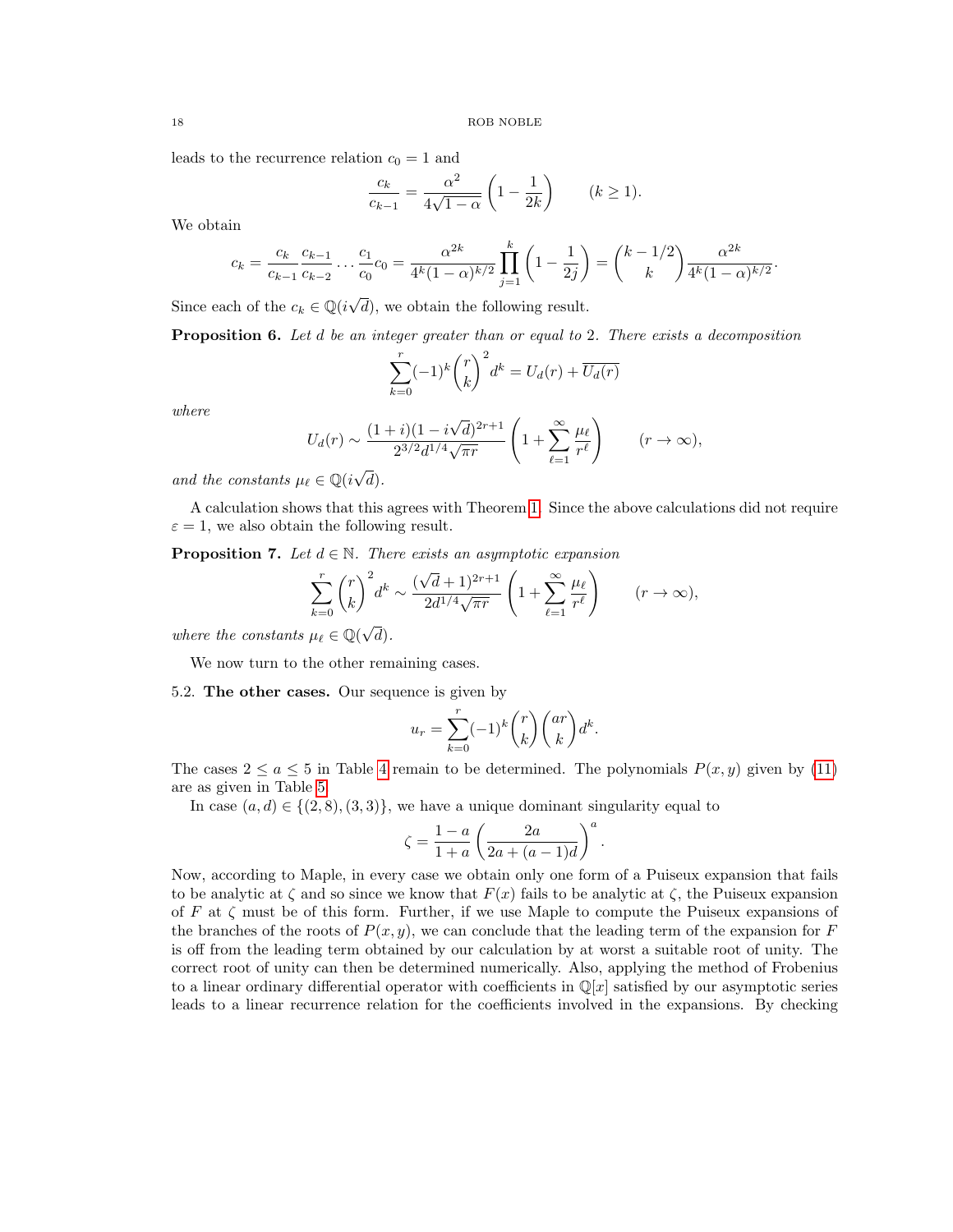leads to the recurrence relation $c_0 = 1$ and

$$\frac{c_k}{c_{k-1}} = \frac{\alpha^2}{4\sqrt{1-\alpha}}\left(1 - \frac{1}{2k}\right) \qquad (k \geq 1).$$

We obtain

$$c_k = \frac{c_k}{c_{k-1}}\frac{c_{k-1}}{c_{k-2}}\cdots\frac{c_1}{c_0}c_0 = \frac{\alpha^{2k}}{4^k(1-\alpha)^{k/2}}\prod_{j=1}^{k}\left(1-\frac{1}{2j}\right) = \binom{k-1/2}{k}\frac{\alpha^{2k}}{4^k(1-\alpha)^{k/2}}.$$

Since each of the $c_k \in \mathbb{Q}(i\sqrt{d})$, we obtain the following result.

**Proposition 6.** *Let $d$ be an integer greater than or equal to 2. There exists a decomposition*

$$\sum_{k=0}^{r}(-1)^k\binom{r}{k}^2 d^k = U_d(r) + \overline{U_d(r)}$$

*where*

$$U_d(r) \sim \frac{(1+i)(1-i\sqrt{d})^{2r+1}}{2^{3/2}d^{1/4}\sqrt{\pi r}}\left(1 + \sum_{\ell=1}^{\infty}\frac{\mu_\ell}{r^\ell}\right) \qquad (r \to \infty),$$

*and the constants $\mu_\ell \in \mathbb{Q}(i\sqrt{d})$.*

A calculation shows that this agrees with Theorem 1. Since the above calculations did not require $\varepsilon = 1$, we also obtain the following result.

**Proposition 7.** *Let $d \in \mathbb{N}$. There exists an asymptotic expansion*

$$\sum_{k=0}^{r}\binom{r}{k}^2 d^k \sim \frac{(\sqrt{d}+1)^{2r+1}}{2d^{1/4}\sqrt{\pi r}}\left(1 + \sum_{\ell=1}^{\infty}\frac{\mu_\ell}{r^\ell}\right) \qquad (r \to \infty),$$

*where the constants $\mu_\ell \in \mathbb{Q}(\sqrt{d})$.*

We now turn to the other remaining cases.

## 5.2. The other cases.

Our sequence is given by

$$u_r = \sum_{k=0}^{r}(-1)^k\binom{r}{k}\binom{ar}{k}d^k.$$

The cases $2 \leq a \leq 5$ in Table 4 remain to be determined. The polynomials $P(x,y)$ given by (11) are as given in Table 5.

In case $(a,d) \in \{(2,8),(3,3)\}$, we have a unique dominant singularity equal to

$$\zeta = \frac{1-a}{1+a}\left(\frac{2a}{2a+(a-1)d}\right)^a.$$

Now, according to Maple, in every case we obtain only one form of a Puiseux expansion that fails to be analytic at $\zeta$ and so since we know that $F(x)$ fails to be analytic at $\zeta$, the Puiseux expansion of $F$ at $\zeta$ must be of this form. Further, if we use Maple to compute the Puiseux expansions of the branches of the roots of $P(x,y)$, we can conclude that the leading term of the expansion for $F$ is off from the leading term obtained by our calculation by at worst a suitable root of unity. The correct root of unity can then be determined numerically. Also, applying the method of Frobenius to a linear ordinary differential operator with coefficients in $\mathbb{Q}[x]$ satisfied by our asymptotic series leads to a linear recurrence relation for the coefficients involved in the expansions. By checking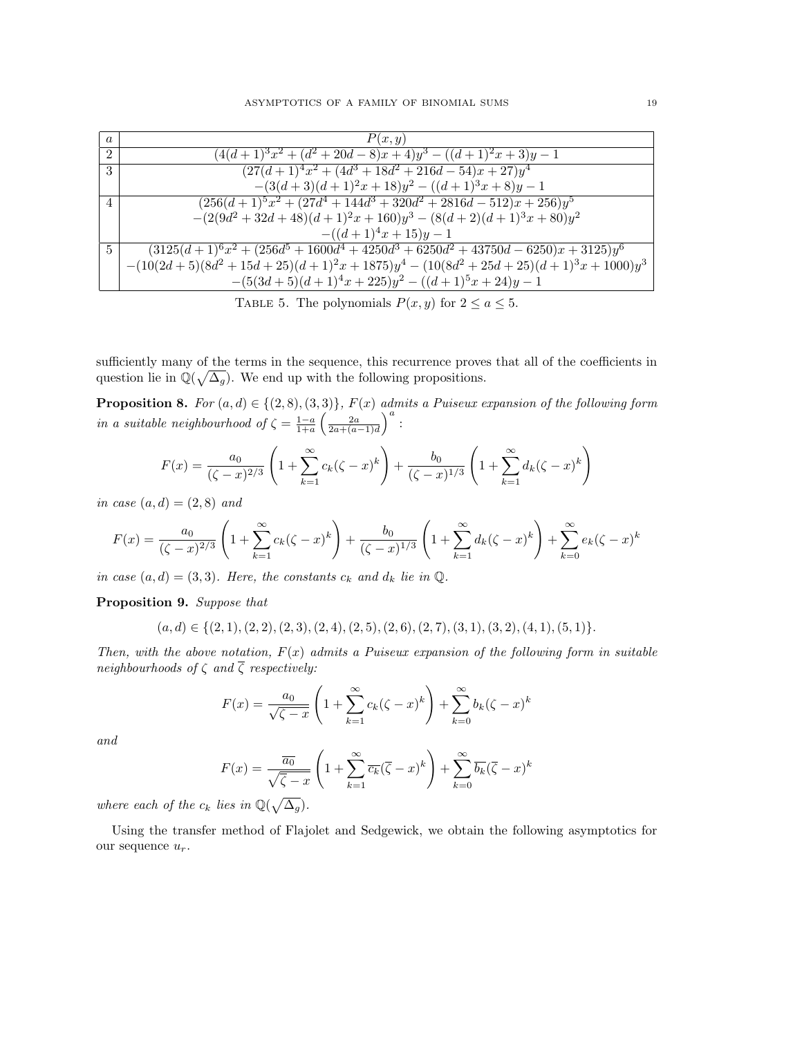| $a$ | $P(x,y)$ |
|---|---|
| 2 | $(4(d+1)^3x^2 + (d^2+20d-8)x + 4)y^3 - ((d+1)^2x + 3)y - 1$ |
| 3 | $(27(d+1)^4x^2 + (4d^3+18d^2+216d-54)x + 27)y^4$ $-(3(d+3)(d+1)^2x + 18)y^2 - ((d+1)^3x + 8)y - 1$ |
| 4 | $(256(d+1)^5x^2 + (27d^4+144d^3+320d^2+2816d-512)x + 256)y^5$ $-(2(9d^2+32d+48)(d+1)^2x + 160)y^3 - (8(d+2)(d+1)^3x + 80)y^2$ $-((d+1)^4x + 15)y - 1$ |
| 5 | $(3125(d+1)^6x^2 + (256d^5+1600d^4+4250d^3+6250d^2+43750d-6250)x + 3125)y^6$ $-(10(2d+5)(8d^2+15d+25)(d+1)^2x + 1875)y^4 - (10(8d^2+25d+25)(d+1)^3x + 1000)y^3$ $-(5(3d+5)(d+1)^4x + 225)y^2 - ((d+1)^5x + 24)y - 1$ |

Table 5. The polynomials $P(x,y)$ for $2 \le a \le 5$.

sufficiently many of the terms in the sequence, this recurrence proves that all of the coefficients in question lie in $\mathbb{Q}(\sqrt{\Delta_g})$. We end up with the following propositions.

**Proposition 8.** *For $(a,d) \in \{(2,8),(3,3)\}$, $F(x)$ admits a Puiseux expansion of the following form in a suitable neighbourhood of $\zeta = \frac{1-a}{1+a}\left(\frac{2a}{2a+(a-1)d}\right)^a$:*

$$F(x) = \frac{a_0}{(\zeta - x)^{2/3}}\left(1 + \sum_{k=1}^{\infty} c_k(\zeta - x)^k\right) + \frac{b_0}{(\zeta - x)^{1/3}}\left(1 + \sum_{k=1}^{\infty} d_k(\zeta - x)^k\right)$$

*in case $(a,d) = (2,8)$ and*

$$F(x) = \frac{a_0}{(\zeta - x)^{2/3}}\left(1 + \sum_{k=1}^{\infty} c_k(\zeta - x)^k\right) + \frac{b_0}{(\zeta - x)^{1/3}}\left(1 + \sum_{k=1}^{\infty} d_k(\zeta - x)^k\right) + \sum_{k=0}^{\infty} e_k(\zeta - x)^k$$

*in case $(a,d) = (3,3)$. Here, the constants $c_k$ and $d_k$ lie in $\mathbb{Q}$.*

**Proposition 9.** *Suppose that*

$$(a,d) \in \{(2,1),(2,2),(2,3),(2,4),(2,5),(2,6),(2,7),(3,1),(3,2),(4,1),(5,1)\}.$$

*Then, with the above notation, $F(x)$ admits a Puiseux expansion of the following form in suitable neighbourhoods of $\zeta$ and $\overline{\zeta}$ respectively:*

$$F(x) = \frac{a_0}{\sqrt{\zeta - x}}\left(1 + \sum_{k=1}^{\infty} c_k(\zeta - x)^k\right) + \sum_{k=0}^{\infty} b_k(\zeta - x)^k$$

*and*

$$F(x) = \frac{\overline{a_0}}{\sqrt{\overline{\zeta} - x}}\left(1 + \sum_{k=1}^{\infty} \overline{c_k}(\overline{\zeta} - x)^k\right) + \sum_{k=0}^{\infty} \overline{b_k}(\overline{\zeta} - x)^k$$

*where each of the $c_k$ lies in $\mathbb{Q}(\sqrt{\Delta_g})$.*

Using the transfer method of Flajolet and Sedgewick, we obtain the following asymptotics for our sequence $u_r$.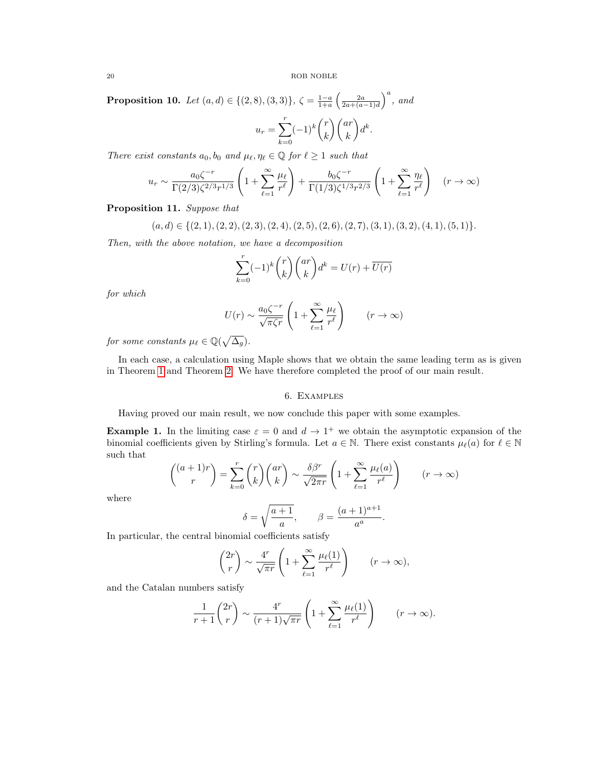**Proposition 10.** *Let $(a,d) \in \{(2,8),(3,3)\}$, $\zeta = \frac{1-a}{1+a}\left(\frac{2a}{2a+(a-1)d}\right)^a$, and*

$$u_r = \sum_{k=0}^{r} (-1)^k \binom{r}{k}\binom{ar}{k} d^k.$$

*There exist constants $a_0, b_0$ and $\mu_\ell, \eta_\ell \in \mathbb{Q}$ for $\ell \geq 1$ such that*

$$u_r \sim \frac{a_0 \zeta^{-r}}{\Gamma(2/3)\zeta^{2/3} r^{1/3}}\left(1 + \sum_{\ell=1}^{\infty} \frac{\mu_\ell}{r^\ell}\right) + \frac{b_0 \zeta^{-r}}{\Gamma(1/3)\zeta^{1/3} r^{2/3}}\left(1 + \sum_{\ell=1}^{\infty} \frac{\eta_\ell}{r^\ell}\right) \quad (r \to \infty)$$

**Proposition 11.** *Suppose that*

$$(a,d) \in \{(2,1),(2,2),(2,3),(2,4),(2,5),(2,6),(2,7),(3,1),(3,2),(4,1),(5,1)\}.$$

*Then, with the above notation, we have a decomposition*

$$\sum_{k=0}^{r} (-1)^k \binom{r}{k}\binom{ar}{k} d^k = U(r) + \overline{U(r)}$$

*for which*

$$U(r) \sim \frac{a_0 \zeta^{-r}}{\sqrt{\pi \zeta r}}\left(1 + \sum_{\ell=1}^{\infty} \frac{\mu_\ell}{r^\ell}\right) \qquad (r \to \infty)$$

*for some constants $\mu_\ell \in \mathbb{Q}(\sqrt{\Delta_g})$.*

In each case, a calculation using Maple shows that we obtain the same leading term as is given in Theorem 1 and Theorem 2. We have therefore completed the proof of our main result.

## 6. Examples

Having proved our main result, we now conclude this paper with some examples.

**Example 1.** In the limiting case $\varepsilon = 0$ and $d \to 1^+$ we obtain the asymptotic expansion of the binomial coefficients given by Stirling's formula. Let $a \in \mathbb{N}$. There exist constants $\mu_\ell(a)$ for $\ell \in \mathbb{N}$ such that

$$\binom{(a+1)r}{r} = \sum_{k=0}^{r} \binom{r}{k}\binom{ar}{k} \sim \frac{\delta \beta^r}{\sqrt{2\pi r}}\left(1 + \sum_{\ell=1}^{\infty} \frac{\mu_\ell(a)}{r^\ell}\right) \qquad (r \to \infty)$$

where

$$\delta = \sqrt{\frac{a+1}{a}}, \qquad \beta = \frac{(a+1)^{a+1}}{a^a}.$$

In particular, the central binomial coefficients satisfy

$$\binom{2r}{r} \sim \frac{4^r}{\sqrt{\pi r}}\left(1 + \sum_{\ell=1}^{\infty} \frac{\mu_\ell(1)}{r^\ell}\right) \qquad (r \to \infty),$$

and the Catalan numbers satisfy

$$\frac{1}{r+1}\binom{2r}{r} \sim \frac{4^r}{(r+1)\sqrt{\pi r}}\left(1 + \sum_{\ell=1}^{\infty} \frac{\mu_\ell(1)}{r^\ell}\right) \qquad (r \to \infty).$$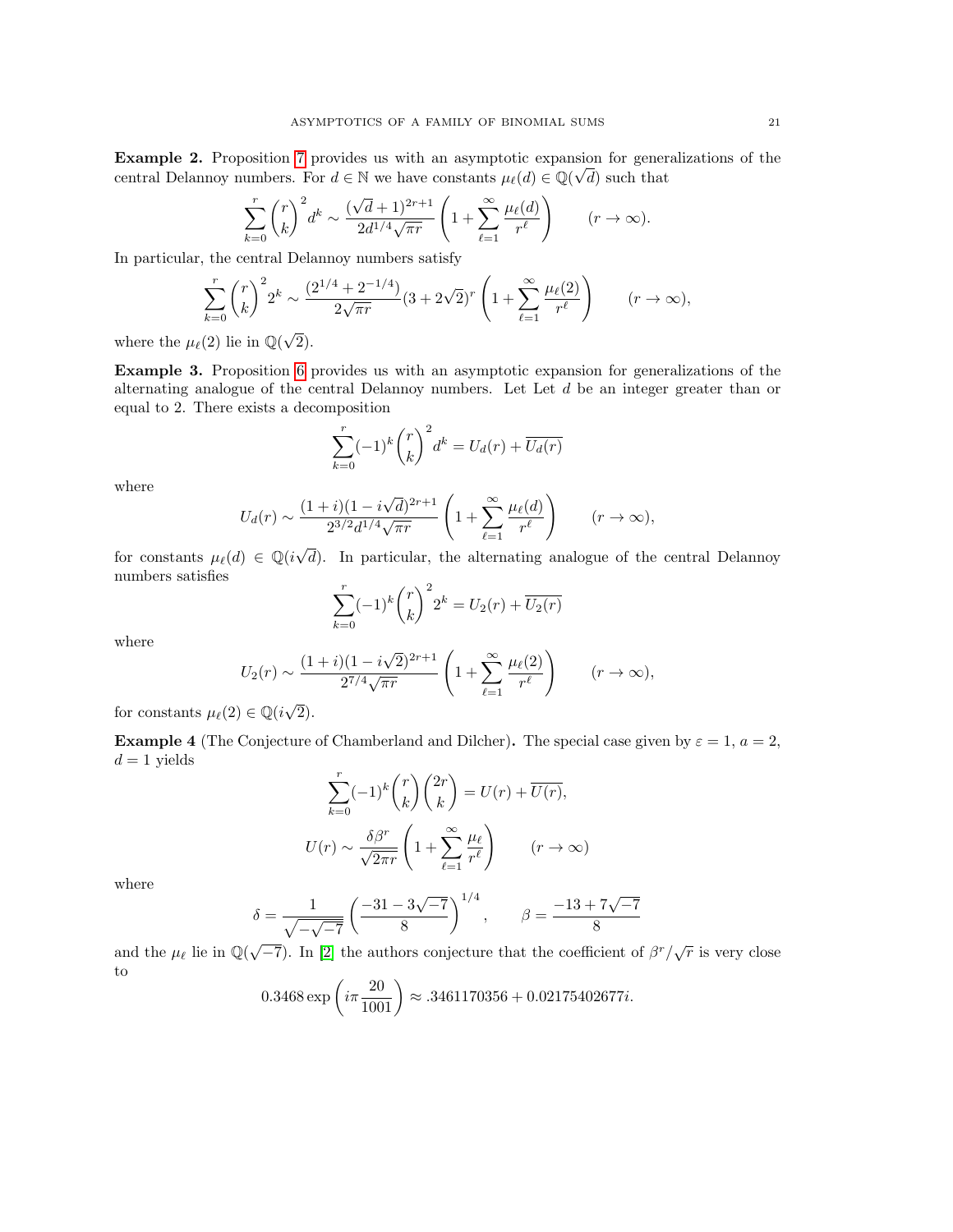**Example 2.** Proposition 7 provides us with an asymptotic expansion for generalizations of the central Delannoy numbers. For $d \in \mathbb{N}$ we have constants $\mu_\ell(d) \in \mathbb{Q}(\sqrt{d})$ such that

$$\sum_{k=0}^{r} \binom{r}{k}^2 d^k \sim \frac{(\sqrt{d}+1)^{2r+1}}{2d^{1/4}\sqrt{\pi r}} \left(1 + \sum_{\ell=1}^{\infty} \frac{\mu_\ell(d)}{r^\ell}\right) \qquad (r \to \infty).$$

In particular, the central Delannoy numbers satisfy

$$\sum_{k=0}^{r} \binom{r}{k}^2 2^k \sim \frac{(2^{1/4} + 2^{-1/4})}{2\sqrt{\pi r}} (3 + 2\sqrt{2})^r \left(1 + \sum_{\ell=1}^{\infty} \frac{\mu_\ell(2)}{r^\ell}\right) \qquad (r \to \infty),$$

where the $\mu_\ell(2)$ lie in $\mathbb{Q}(\sqrt{2})$.

**Example 3.** Proposition 6 provides us with an asymptotic expansion for generalizations of the alternating analogue of the central Delannoy numbers. Let Let $d$ be an integer greater than or equal to 2. There exists a decomposition

$$\sum_{k=0}^{r} (-1)^k \binom{r}{k}^2 d^k = U_d(r) + \overline{U_d(r)}$$

where

$$U_d(r) \sim \frac{(1+i)(1 - i\sqrt{d})^{2r+1}}{2^{3/2} d^{1/4} \sqrt{\pi r}} \left(1 + \sum_{\ell=1}^{\infty} \frac{\mu_\ell(d)}{r^\ell}\right) \qquad (r \to \infty),$$

for constants $\mu_\ell(d) \in \mathbb{Q}(i\sqrt{d})$. In particular, the alternating analogue of the central Delannoy numbers satisfies

$$\sum_{k=0}^{r} (-1)^k \binom{r}{k}^2 2^k = U_2(r) + \overline{U_2(r)}$$

where

$$U_2(r) \sim \frac{(1+i)(1 - i\sqrt{2})^{2r+1}}{2^{7/4} \sqrt{\pi r}} \left(1 + \sum_{\ell=1}^{\infty} \frac{\mu_\ell(2)}{r^\ell}\right) \qquad (r \to \infty),$$

for constants $\mu_\ell(2) \in \mathbb{Q}(i\sqrt{2})$.

**Example 4** (The Conjecture of Chamberland and Dilcher)**.** The special case given by $\varepsilon = 1$, $a = 2$, $d = 1$ yields

$$\sum_{k=0}^{r} (-1)^k \binom{r}{k} \binom{2r}{k} = U(r) + \overline{U(r)},$$

$$U(r) \sim \frac{\delta \beta^r}{\sqrt{2\pi r}} \left(1 + \sum_{\ell=1}^{\infty} \frac{\mu_\ell}{r^\ell}\right) \qquad (r \to \infty)$$

where

$$\delta = \frac{1}{\sqrt{-\sqrt{-7}}} \left(\frac{-31 - 3\sqrt{-7}}{8}\right)^{1/4}, \qquad \beta = \frac{-13 + 7\sqrt{-7}}{8}$$

and the $\mu_\ell$ lie in $\mathbb{Q}(\sqrt{-7})$. In [2] the authors conjecture that the coefficient of $\beta^r/\sqrt{r}$ is very close to

$$0.3468 \exp\left(i\pi \frac{20}{1001}\right) \approx .3461170356 + 0.02175402677i.$$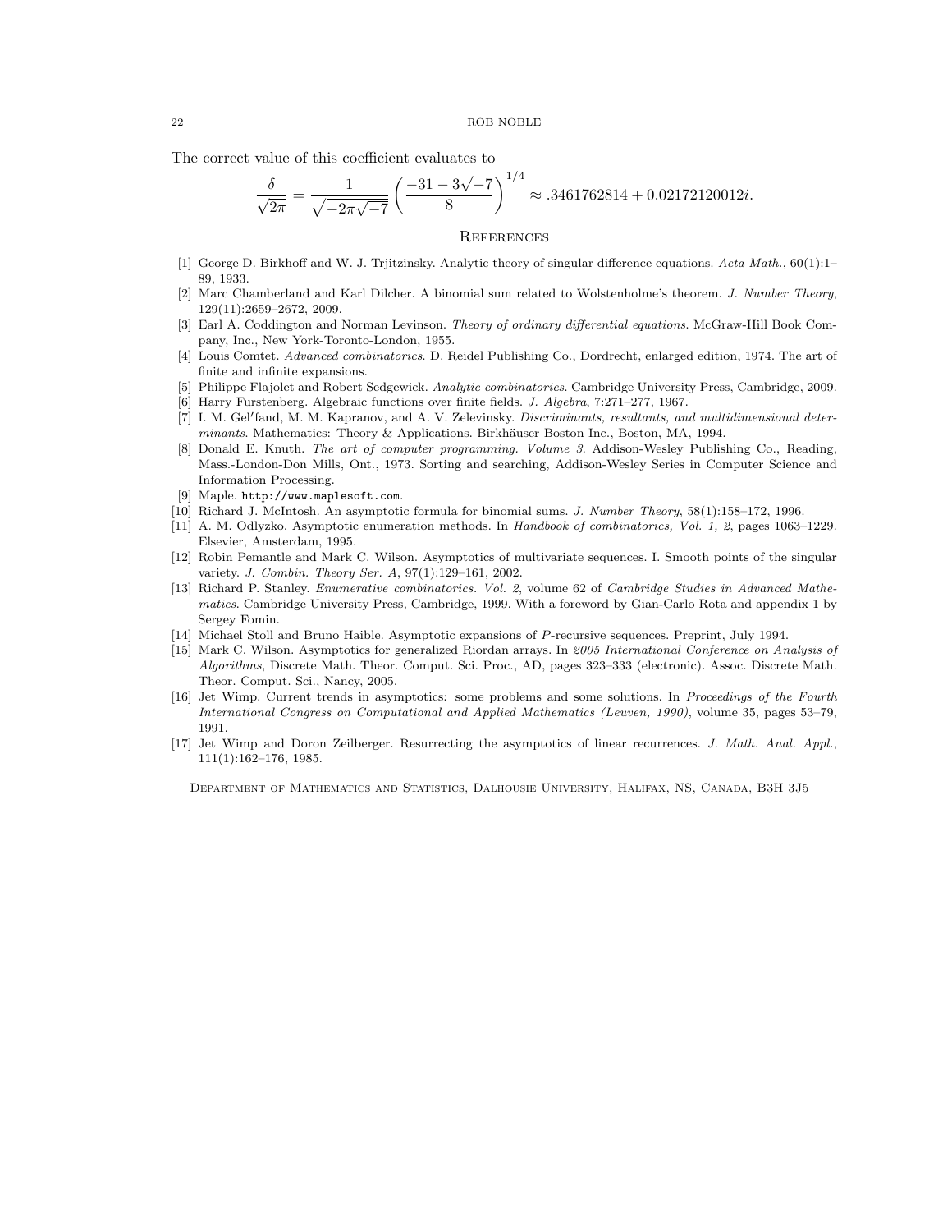The correct value of this coefficient evaluates to

$$\frac{\delta}{\sqrt{2\pi}} = \frac{1}{\sqrt{-2\pi\sqrt{-7}}}\left(\frac{-31-3\sqrt{-7}}{8}\right)^{1/4} \approx .3461762814 + 0.02172120012i.$$

## References

[1] George D. Birkhoff and W. J. Trjitzinsky. Analytic theory of singular difference equations. *Acta Math.*, 60(1):1–89, 1933.

[2] Marc Chamberland and Karl Dilcher. A binomial sum related to Wolstenholme's theorem. *J. Number Theory*, 129(11):2659–2672, 2009.

[3] Earl A. Coddington and Norman Levinson. *Theory of ordinary differential equations*. McGraw-Hill Book Company, Inc., New York-Toronto-London, 1955.

[4] Louis Comtet. *Advanced combinatorics*. D. Reidel Publishing Co., Dordrecht, enlarged edition, 1974. The art of finite and infinite expansions.

[5] Philippe Flajolet and Robert Sedgewick. *Analytic combinatorics*. Cambridge University Press, Cambridge, 2009.

[6] Harry Furstenberg. Algebraic functions over finite fields. *J. Algebra*, 7:271–277, 1967.

[7] I. M. Gel′fand, M. M. Kapranov, and A. V. Zelevinsky. *Discriminants, resultants, and multidimensional determinants*. Mathematics: Theory & Applications. Birkhäuser Boston Inc., Boston, MA, 1994.

[8] Donald E. Knuth. *The art of computer programming. Volume 3*. Addison-Wesley Publishing Co., Reading, Mass.-London-Don Mills, Ont., 1973. Sorting and searching, Addison-Wesley Series in Computer Science and Information Processing.

[9] Maple. `http://www.maplesoft.com`.

[10] Richard J. McIntosh. An asymptotic formula for binomial sums. *J. Number Theory*, 58(1):158–172, 1996.

[11] A. M. Odlyzko. Asymptotic enumeration methods. In *Handbook of combinatorics, Vol. 1, 2*, pages 1063–1229. Elsevier, Amsterdam, 1995.

[12] Robin Pemantle and Mark C. Wilson. Asymptotics of multivariate sequences. I. Smooth points of the singular variety. *J. Combin. Theory Ser. A*, 97(1):129–161, 2002.

[13] Richard P. Stanley. *Enumerative combinatorics. Vol. 2*, volume 62 of *Cambridge Studies in Advanced Mathematics*. Cambridge University Press, Cambridge, 1999. With a foreword by Gian-Carlo Rota and appendix 1 by Sergey Fomin.

[14] Michael Stoll and Bruno Haible. Asymptotic expansions of $P$-recursive sequences. Preprint, July 1994.

[15] Mark C. Wilson. Asymptotics for generalized Riordan arrays. In *2005 International Conference on Analysis of Algorithms*, Discrete Math. Theor. Comput. Sci. Proc., AD, pages 323–333 (electronic). Assoc. Discrete Math. Theor. Comput. Sci., Nancy, 2005.

[16] Jet Wimp. Current trends in asymptotics: some problems and some solutions. In *Proceedings of the Fourth International Congress on Computational and Applied Mathematics (Leuven, 1990)*, volume 35, pages 53–79, 1991.

[17] Jet Wimp and Doron Zeilberger. Resurrecting the asymptotics of linear recurrences. *J. Math. Anal. Appl.*, 111(1):162–176, 1985.

Department of Mathematics and Statistics, Dalhousie University, Halifax, NS, Canada, B3H 3J5